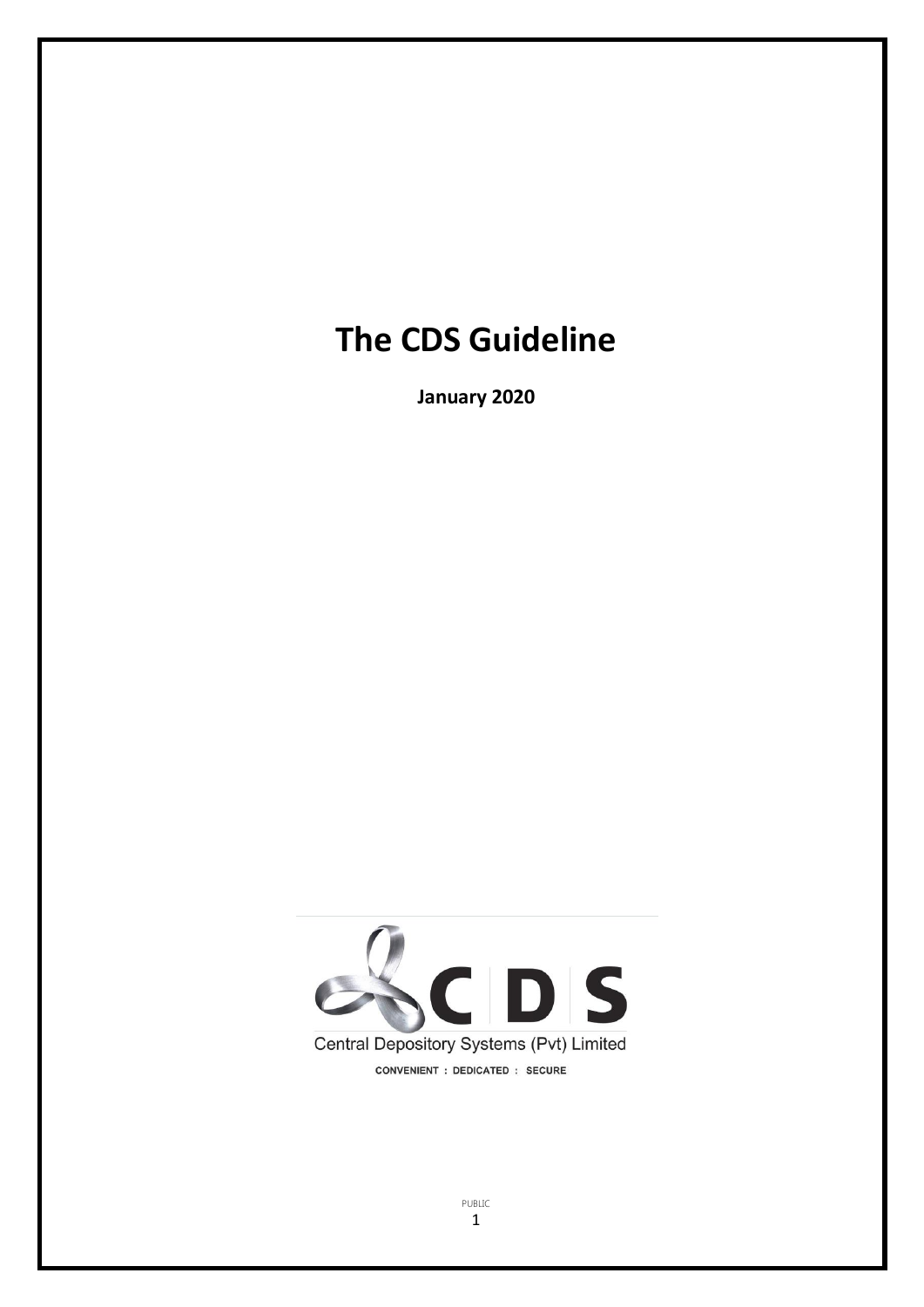# The CDS Guideline

**January 2020**

Central Depository Systems (Pvt) Limited

CONVENIENT : DEDICATED : SECURE

PUBLIC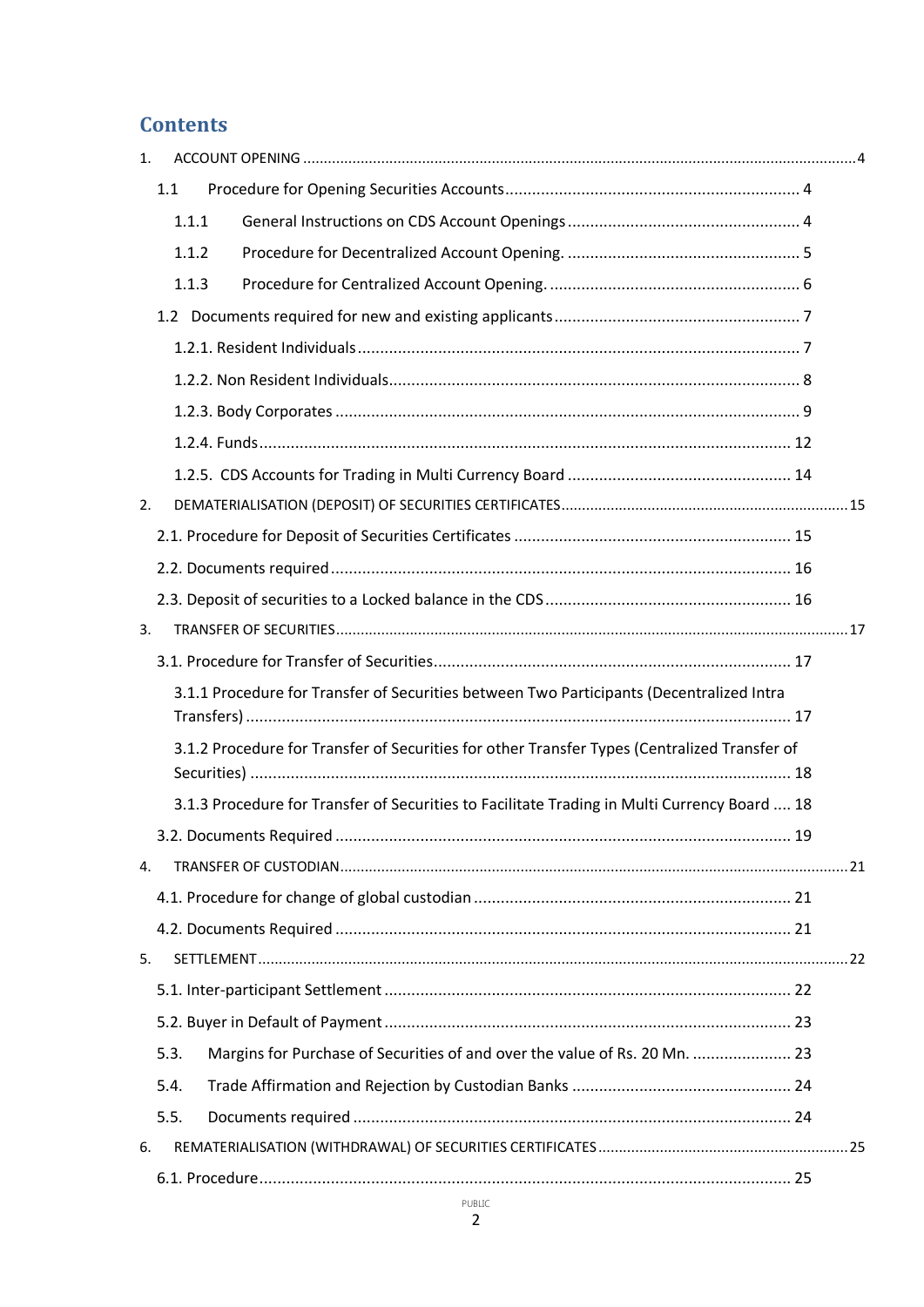# Contents

1. ACCOUNT OPENING ..... 4
   - 1.1 Procedure for Opening Securities Accounts ..... 4
     - 1.1.1 General Instructions on CDS Account Openings ..... 4
     - 1.1.2 Procedure for Decentralized Account Opening. ..... 5
     - 1.1.3 Procedure for Centralized Account Opening. ..... 6
   - 1.2 Documents required for new and existing applicants ..... 7
     - 1.2.1. Resident Individuals ..... 7
     - 1.2.2. Non Resident Individuals ..... 8
     - 1.2.3. Body Corporates ..... 9
     - 1.2.4. Funds ..... 12
     - 1.2.5. CDS Accounts for Trading in Multi Currency Board ..... 14
2. DEMATERIALISATION (DEPOSIT) OF SECURITIES CERTIFICATES ..... 15
   - 2.1. Procedure for Deposit of Securities Certificates ..... 15
   - 2.2. Documents required ..... 16
   - 2.3. Deposit of securities to a Locked balance in the CDS ..... 16
3. TRANSFER OF SECURITIES ..... 17
   - 3.1. Procedure for Transfer of Securities ..... 17
     - 3.1.1 Procedure for Transfer of Securities between Two Participants (Decentralized Intra Transfers) ..... 17
     - 3.1.2 Procedure for Transfer of Securities for other Transfer Types (Centralized Transfer of Securities) ..... 18
     - 3.1.3 Procedure for Transfer of Securities to Facilitate Trading in Multi Currency Board ..... 18
   - 3.2. Documents Required ..... 19
4. TRANSFER OF CUSTODIAN ..... 21
   - 4.1. Procedure for change of global custodian ..... 21
   - 4.2. Documents Required ..... 21
5. SETTLEMENT ..... 22
   - 5.1. Inter-participant Settlement ..... 22
   - 5.2. Buyer in Default of Payment ..... 23
   - 5.3. Margins for Purchase of Securities of and over the value of Rs. 20 Mn. ..... 23
   - 5.4. Trade Affirmation and Rejection by Custodian Banks ..... 24
   - 5.5. Documents required ..... 24
6. REMATERIALISATION (WITHDRAWAL) OF SECURITIES CERTIFICATES ..... 25
   - 6.1. Procedure ..... 25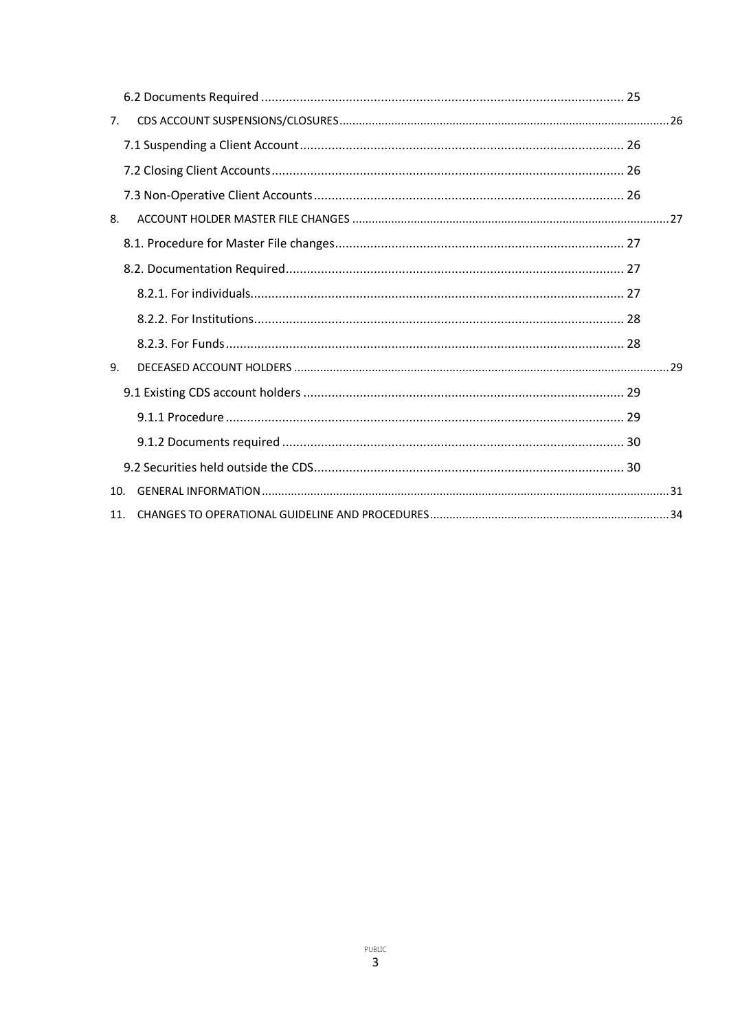6.2 Documents Required ........................................................................................................ 25

7. CDS ACCOUNT SUSPENSIONS/CLOSURES ........................................................................................................ 26

7.1 Suspending a Client Account ........................................................................................................ 26

7.2 Closing Client Accounts ........................................................................................................ 26

7.3 Non-Operative Client Accounts ........................................................................................................ 26

8. ACCOUNT HOLDER MASTER FILE CHANGES ........................................................................................................ 27

8.1. Procedure for Master File changes ........................................................................................................ 27

8.2. Documentation Required ........................................................................................................ 27

8.2.1. For individuals ........................................................................................................ 27

8.2.2. For Institutions ........................................................................................................ 28

8.2.3. For Funds ........................................................................................................ 28

9. DECEASED ACCOUNT HOLDERS ........................................................................................................ 29

9.1 Existing CDS account holders ........................................................................................................ 29

9.1.1 Procedure ........................................................................................................ 29

9.1.2 Documents required ........................................................................................................ 30

9.2 Securities held outside the CDS ........................................................................................................ 30

10. GENERAL INFORMATION ........................................................................................................ 31

11. CHANGES TO OPERATIONAL GUIDELINE AND PROCEDURES ........................................................................................................ 34

PUBLIC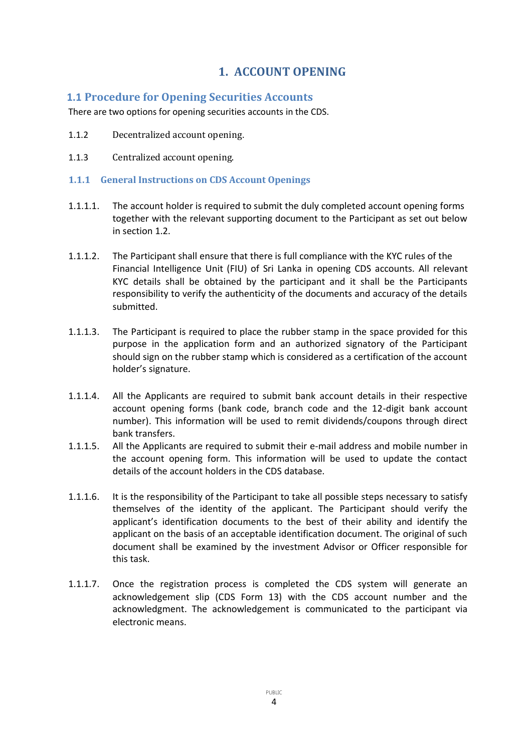# 1. ACCOUNT OPENING

## 1.1 Procedure for Opening Securities Accounts

There are two options for opening securities accounts in the CDS.

1.1.2 Decentralized account opening.

1.1.3 Centralized account opening.

### 1.1.1 General Instructions on CDS Account Openings

1.1.1.1. The account holder is required to submit the duly completed account opening forms together with the relevant supporting document to the Participant as set out below in section 1.2.

1.1.1.2. The Participant shall ensure that there is full compliance with the KYC rules of the Financial Intelligence Unit (FIU) of Sri Lanka in opening CDS accounts. All relevant KYC details shall be obtained by the participant and it shall be the Participants responsibility to verify the authenticity of the documents and accuracy of the details submitted.

1.1.1.3. The Participant is required to place the rubber stamp in the space provided for this purpose in the application form and an authorized signatory of the Participant should sign on the rubber stamp which is considered as a certification of the account holder's signature.

1.1.1.4. All the Applicants are required to submit bank account details in their respective account opening forms (bank code, branch code and the 12-digit bank account number). This information will be used to remit dividends/coupons through direct bank transfers.

1.1.1.5. All the Applicants are required to submit their e-mail address and mobile number in the account opening form. This information will be used to update the contact details of the account holders in the CDS database.

1.1.1.6. It is the responsibility of the Participant to take all possible steps necessary to satisfy themselves of the identity of the applicant. The Participant should verify the applicant's identification documents to the best of their ability and identify the applicant on the basis of an acceptable identification document. The original of such document shall be examined by the investment Advisor or Officer responsible for this task.

1.1.1.7. Once the registration process is completed the CDS system will generate an acknowledgement slip (CDS Form 13) with the CDS account number and the acknowledgment. The acknowledgement is communicated to the participant via electronic means.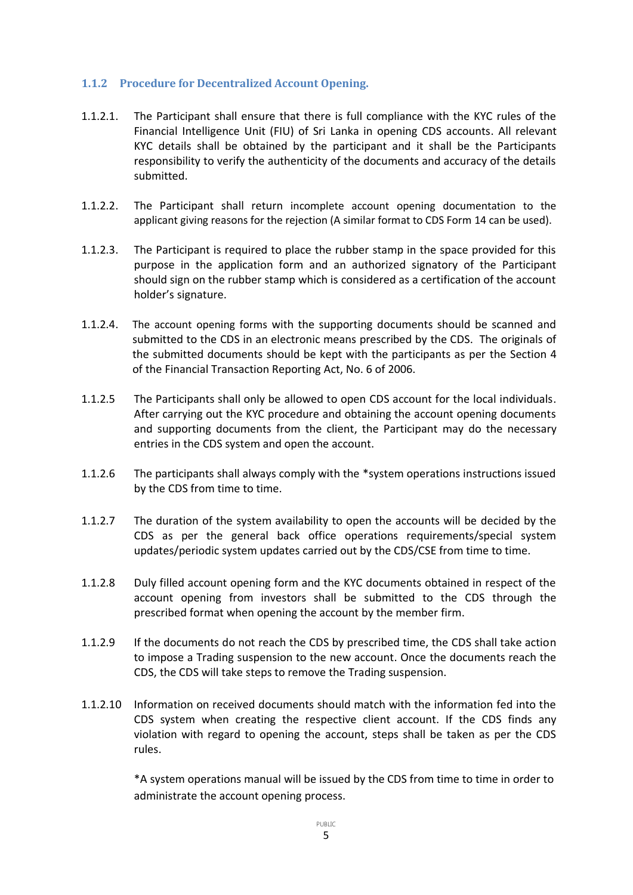### 1.1.2 Procedure for Decentralized Account Opening.

1.1.2.1. The Participant shall ensure that there is full compliance with the KYC rules of the Financial Intelligence Unit (FIU) of Sri Lanka in opening CDS accounts. All relevant KYC details shall be obtained by the participant and it shall be the Participants responsibility to verify the authenticity of the documents and accuracy of the details submitted.

1.1.2.2. The Participant shall return incomplete account opening documentation to the applicant giving reasons for the rejection (A similar format to CDS Form 14 can be used).

1.1.2.3. The Participant is required to place the rubber stamp in the space provided for this purpose in the application form and an authorized signatory of the Participant should sign on the rubber stamp which is considered as a certification of the account holder's signature.

1.1.2.4. The account opening forms with the supporting documents should be scanned and submitted to the CDS in an electronic means prescribed by the CDS. The originals of the submitted documents should be kept with the participants as per the Section 4 of the Financial Transaction Reporting Act, No. 6 of 2006.

1.1.2.5 The Participants shall only be allowed to open CDS account for the local individuals. After carrying out the KYC procedure and obtaining the account opening documents and supporting documents from the client, the Participant may do the necessary entries in the CDS system and open the account.

1.1.2.6 The participants shall always comply with the *system operations instructions issued by the CDS from time to time.

1.1.2.7 The duration of the system availability to open the accounts will be decided by the CDS as per the general back office operations requirements/special system updates/periodic system updates carried out by the CDS/CSE from time to time.

1.1.2.8 Duly filled account opening form and the KYC documents obtained in respect of the account opening from investors shall be submitted to the CDS through the prescribed format when opening the account by the member firm.

1.1.2.9 If the documents do not reach the CDS by prescribed time, the CDS shall take action to impose a Trading suspension to the new account. Once the documents reach the CDS, the CDS will take steps to remove the Trading suspension.

1.1.2.10 Information on received documents should match with the information fed into the CDS system when creating the respective client account. If the CDS finds any violation with regard to opening the account, steps shall be taken as per the CDS rules.

*A system operations manual will be issued by the CDS from time to time in order to administrate the account opening process.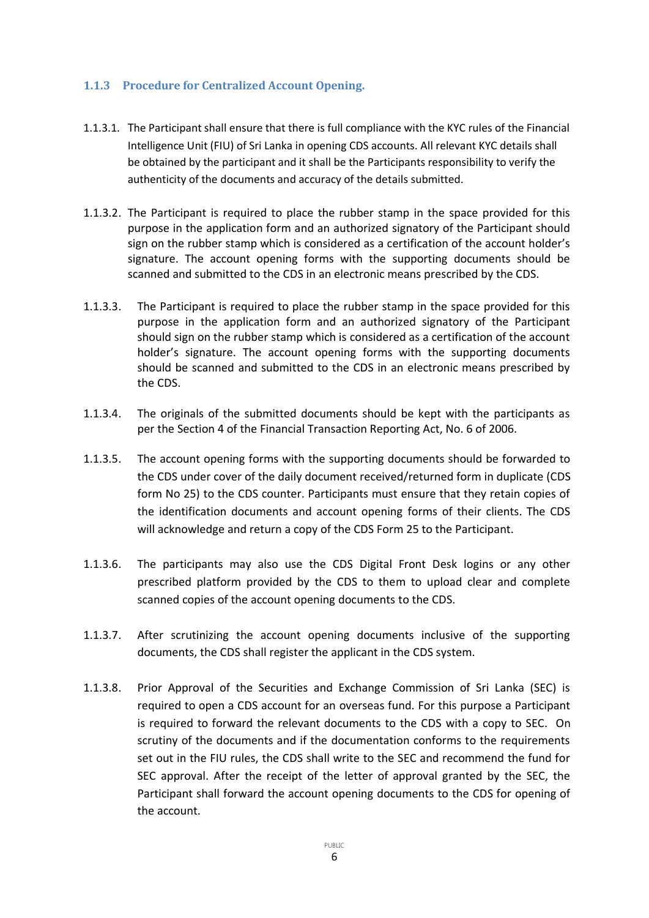### 1.1.3 Procedure for Centralized Account Opening.

1.1.3.1. The Participant shall ensure that there is full compliance with the KYC rules of the Financial Intelligence Unit (FIU) of Sri Lanka in opening CDS accounts. All relevant KYC details shall be obtained by the participant and it shall be the Participants responsibility to verify the authenticity of the documents and accuracy of the details submitted.

1.1.3.2. The Participant is required to place the rubber stamp in the space provided for this purpose in the application form and an authorized signatory of the Participant should sign on the rubber stamp which is considered as a certification of the account holder's signature. The account opening forms with the supporting documents should be scanned and submitted to the CDS in an electronic means prescribed by the CDS.

1.1.3.3. The Participant is required to place the rubber stamp in the space provided for this purpose in the application form and an authorized signatory of the Participant should sign on the rubber stamp which is considered as a certification of the account holder's signature. The account opening forms with the supporting documents should be scanned and submitted to the CDS in an electronic means prescribed by the CDS.

1.1.3.4. The originals of the submitted documents should be kept with the participants as per the Section 4 of the Financial Transaction Reporting Act, No. 6 of 2006.

1.1.3.5. The account opening forms with the supporting documents should be forwarded to the CDS under cover of the daily document received/returned form in duplicate (CDS form No 25) to the CDS counter. Participants must ensure that they retain copies of the identification documents and account opening forms of their clients. The CDS will acknowledge and return a copy of the CDS Form 25 to the Participant.

1.1.3.6. The participants may also use the CDS Digital Front Desk logins or any other prescribed platform provided by the CDS to them to upload clear and complete scanned copies of the account opening documents to the CDS.

1.1.3.7. After scrutinizing the account opening documents inclusive of the supporting documents, the CDS shall register the applicant in the CDS system.

1.1.3.8. Prior Approval of the Securities and Exchange Commission of Sri Lanka (SEC) is required to open a CDS account for an overseas fund. For this purpose a Participant is required to forward the relevant documents to the CDS with a copy to SEC. On scrutiny of the documents and if the documentation conforms to the requirements set out in the FIU rules, the CDS shall write to the SEC and recommend the fund for SEC approval. After the receipt of the letter of approval granted by the SEC, the Participant shall forward the account opening documents to the CDS for opening of the account.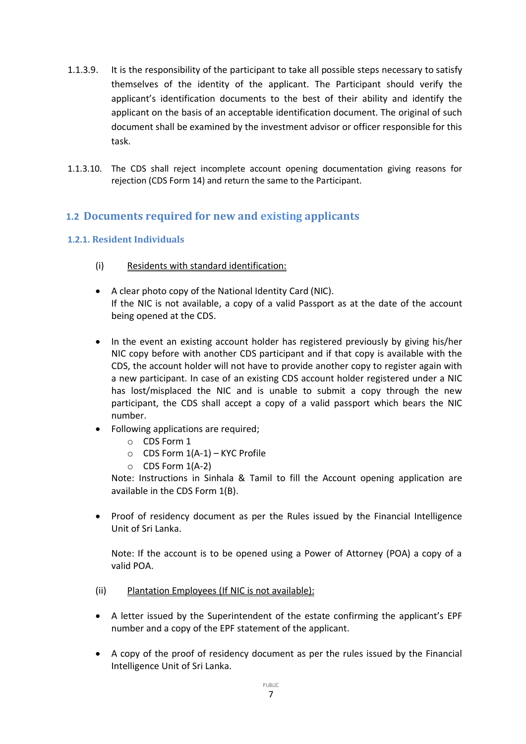1.1.3.9. It is the responsibility of the participant to take all possible steps necessary to satisfy themselves of the identity of the applicant. The Participant should verify the applicant's identification documents to the best of their ability and identify the applicant on the basis of an acceptable identification document. The original of such document shall be examined by the investment advisor or officer responsible for this task.

1.1.3.10. The CDS shall reject incomplete account opening documentation giving reasons for rejection (CDS Form 14) and return the same to the Participant.

## 1.2 Documents required for new and existing applicants

### 1.2.1. Resident Individuals

(i) Residents with standard identification:

- A clear photo copy of the National Identity Card (NIC).
  If the NIC is not available, a copy of a valid Passport as at the date of the account being opened at the CDS.

- In the event an existing account holder has registered previously by giving his/her NIC copy before with another CDS participant and if that copy is available with the CDS, the account holder will not have to provide another copy to register again with a new participant. In case of an existing CDS account holder registered under a NIC has lost/misplaced the NIC and is unable to submit a copy through the new participant, the CDS shall accept a copy of a valid passport which bears the NIC number.
- Following applications are required;
  - CDS Form 1
  - CDS Form 1(A-1) – KYC Profile
  - CDS Form 1(A-2)

  Note: Instructions in Sinhala & Tamil to fill the Account opening application are available in the CDS Form 1(B).

- Proof of residency document as per the Rules issued by the Financial Intelligence Unit of Sri Lanka.

  Note: If the account is to be opened using a Power of Attorney (POA) a copy of a valid POA.

(ii) Plantation Employees (If NIC is not available):

- A letter issued by the Superintendent of the estate confirming the applicant's EPF number and a copy of the EPF statement of the applicant.

- A copy of the proof of residency document as per the rules issued by the Financial Intelligence Unit of Sri Lanka.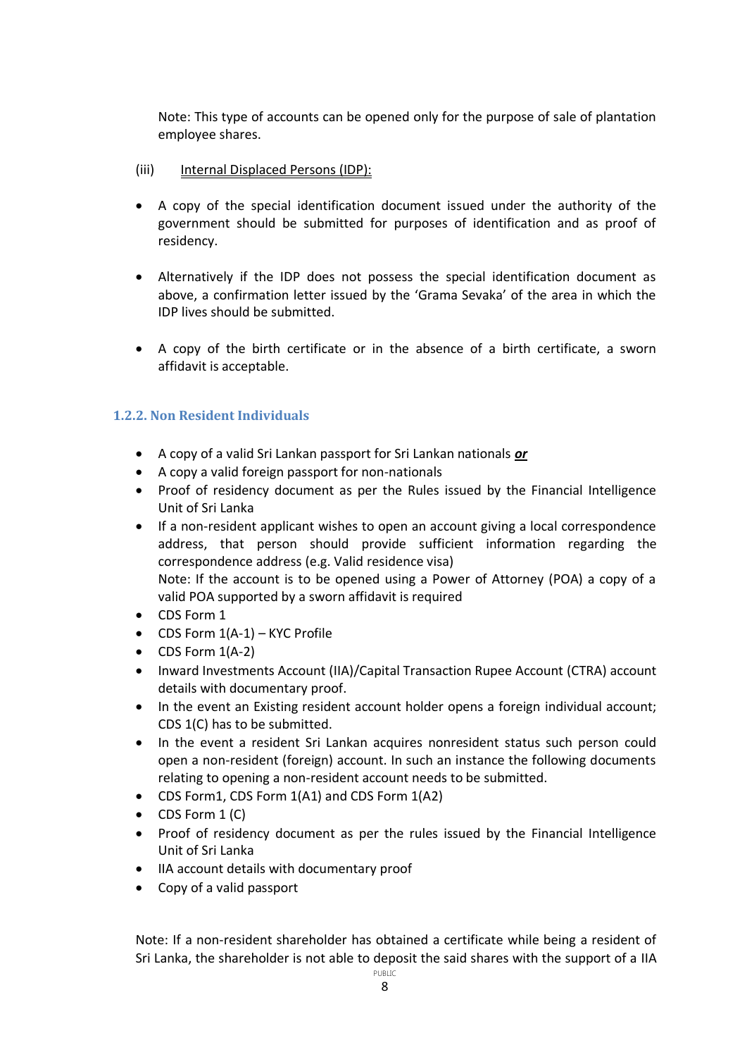Note: This type of accounts can be opened only for the purpose of sale of plantation employee shares.

(iii) Internal Displaced Persons (IDP):

- A copy of the special identification document issued under the authority of the government should be submitted for purposes of identification and as proof of residency.

- Alternatively if the IDP does not possess the special identification document as above, a confirmation letter issued by the 'Grama Sevaka' of the area in which the IDP lives should be submitted.

- A copy of the birth certificate or in the absence of a birth certificate, a sworn affidavit is acceptable.

### 1.2.2. Non Resident Individuals

- A copy of a valid Sri Lankan passport for Sri Lankan nationals ***or***
- A copy a valid foreign passport for non-nationals
- Proof of residency document as per the Rules issued by the Financial Intelligence Unit of Sri Lanka
- If a non-resident applicant wishes to open an account giving a local correspondence address, that person should provide sufficient information regarding the correspondence address (e.g. Valid residence visa)
  Note: If the account is to be opened using a Power of Attorney (POA) a copy of a valid POA supported by a sworn affidavit is required
- CDS Form 1
- CDS Form 1(A-1) – KYC Profile
- CDS Form 1(A-2)
- Inward Investments Account (IIA)/Capital Transaction Rupee Account (CTRA) account details with documentary proof.
- In the event an Existing resident account holder opens a foreign individual account; CDS 1(C) has to be submitted.
- In the event a resident Sri Lankan acquires nonresident status such person could open a non-resident (foreign) account. In such an instance the following documents relating to opening a non-resident account needs to be submitted.
- CDS Form1, CDS Form 1(A1) and CDS Form 1(A2)
- CDS Form 1 (C)
- Proof of residency document as per the rules issued by the Financial Intelligence Unit of Sri Lanka
- IIA account details with documentary proof
- Copy of a valid passport

Note: If a non-resident shareholder has obtained a certificate while being a resident of Sri Lanka, the shareholder is not able to deposit the said shares with the support of a IIA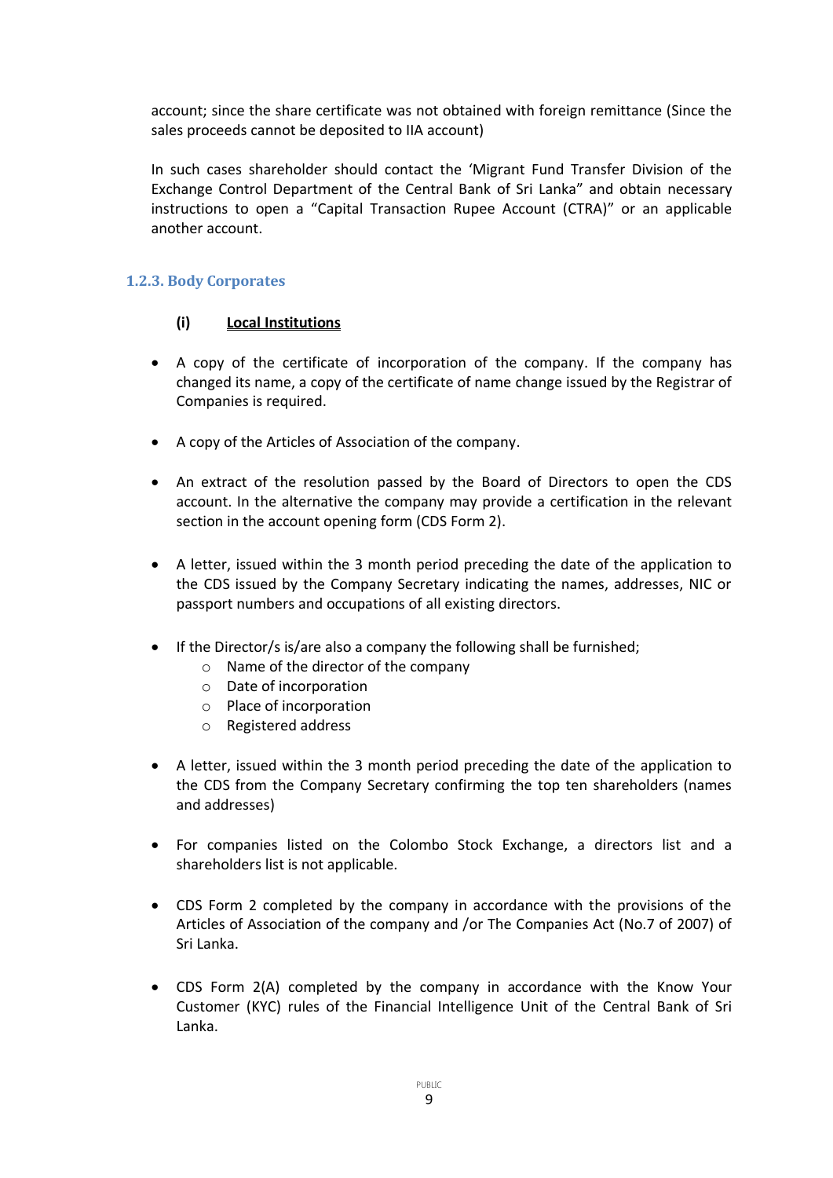account; since the share certificate was not obtained with foreign remittance (Since the sales proceeds cannot be deposited to IIA account)

In such cases shareholder should contact the 'Migrant Fund Transfer Division of the Exchange Control Department of the Central Bank of Sri Lanka" and obtain necessary instructions to open a "Capital Transaction Rupee Account (CTRA)" or an applicable another account.

### 1.2.3. Body Corporates

**(i) <u>Local Institutions</u>**

- A copy of the certificate of incorporation of the company. If the company has changed its name, a copy of the certificate of name change issued by the Registrar of Companies is required.

- A copy of the Articles of Association of the company.

- An extract of the resolution passed by the Board of Directors to open the CDS account. In the alternative the company may provide a certification in the relevant section in the account opening form (CDS Form 2).

- A letter, issued within the 3 month period preceding the date of the application to the CDS issued by the Company Secretary indicating the names, addresses, NIC or passport numbers and occupations of all existing directors.

- If the Director/s is/are also a company the following shall be furnished;
  - Name of the director of the company
  - Date of incorporation
  - Place of incorporation
  - Registered address

- A letter, issued within the 3 month period preceding the date of the application to the CDS from the Company Secretary confirming the top ten shareholders (names and addresses)

- For companies listed on the Colombo Stock Exchange, a directors list and a shareholders list is not applicable.

- CDS Form 2 completed by the company in accordance with the provisions of the Articles of Association of the company and /or The Companies Act (No.7 of 2007) of Sri Lanka.

- CDS Form 2(A) completed by the company in accordance with the Know Your Customer (KYC) rules of the Financial Intelligence Unit of the Central Bank of Sri Lanka.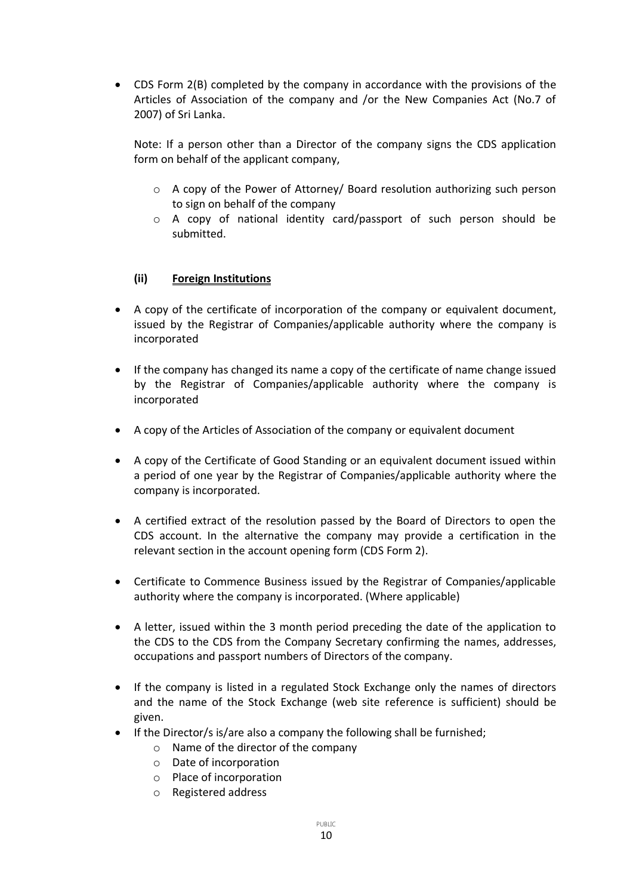- CDS Form 2(B) completed by the company in accordance with the provisions of the Articles of Association of the company and /or the New Companies Act (No.7 of 2007) of Sri Lanka.

  Note: If a person other than a Director of the company signs the CDS application form on behalf of the applicant company,

  - A copy of the Power of Attorney/ Board resolution authorizing such person to sign on behalf of the company
  - A copy of national identity card/passport of such person should be submitted.

### (ii) <u>Foreign Institutions</u>

- A copy of the certificate of incorporation of the company or equivalent document, issued by the Registrar of Companies/applicable authority where the company is incorporated

- If the company has changed its name a copy of the certificate of name change issued by the Registrar of Companies/applicable authority where the company is incorporated

- A copy of the Articles of Association of the company or equivalent document

- A copy of the Certificate of Good Standing or an equivalent document issued within a period of one year by the Registrar of Companies/applicable authority where the company is incorporated.

- A certified extract of the resolution passed by the Board of Directors to open the CDS account. In the alternative the company may provide a certification in the relevant section in the account opening form (CDS Form 2).

- Certificate to Commence Business issued by the Registrar of Companies/applicable authority where the company is incorporated. (Where applicable)

- A letter, issued within the 3 month period preceding the date of the application to the CDS to the CDS from the Company Secretary confirming the names, addresses, occupations and passport numbers of Directors of the company.

- If the company is listed in a regulated Stock Exchange only the names of directors and the name of the Stock Exchange (web site reference is sufficient) should be given.
- If the Director/s is/are also a company the following shall be furnished;
  - Name of the director of the company
  - Date of incorporation
  - Place of incorporation
  - Registered address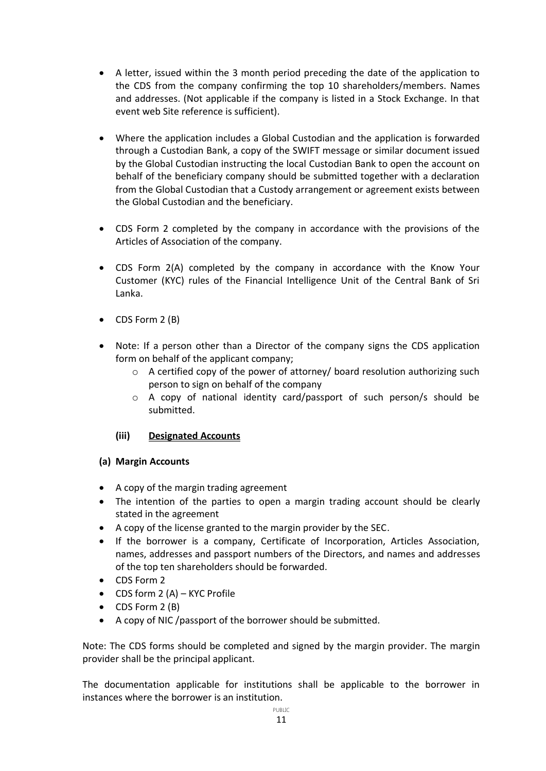- A letter, issued within the 3 month period preceding the date of the application to the CDS from the company confirming the top 10 shareholders/members. Names and addresses. (Not applicable if the company is listed in a Stock Exchange. In that event web Site reference is sufficient).

- Where the application includes a Global Custodian and the application is forwarded through a Custodian Bank, a copy of the SWIFT message or similar document issued by the Global Custodian instructing the local Custodian Bank to open the account on behalf of the beneficiary company should be submitted together with a declaration from the Global Custodian that a Custody arrangement or agreement exists between the Global Custodian and the beneficiary.

- CDS Form 2 completed by the company in accordance with the provisions of the Articles of Association of the company.

- CDS Form 2(A) completed by the company in accordance with the Know Your Customer (KYC) rules of the Financial Intelligence Unit of the Central Bank of Sri Lanka.

- CDS Form 2 (B)

- Note: If a person other than a Director of the company signs the CDS application form on behalf of the applicant company;
    - A certified copy of the power of attorney/ board resolution authorizing such person to sign on behalf of the company
    - A copy of national identity card/passport of such person/s should be submitted.

### (iii) Designated Accounts

**(a) Margin Accounts**

- A copy of the margin trading agreement
- The intention of the parties to open a margin trading account should be clearly stated in the agreement
- A copy of the license granted to the margin provider by the SEC.
- If the borrower is a company, Certificate of Incorporation, Articles Association, names, addresses and passport numbers of the Directors, and names and addresses of the top ten shareholders should be forwarded.
- CDS Form 2
- CDS form 2 (A) – KYC Profile
- CDS Form 2 (B)
- A copy of NIC /passport of the borrower should be submitted.

Note: The CDS forms should be completed and signed by the margin provider. The margin provider shall be the principal applicant.

The documentation applicable for institutions shall be applicable to the borrower in instances where the borrower is an institution.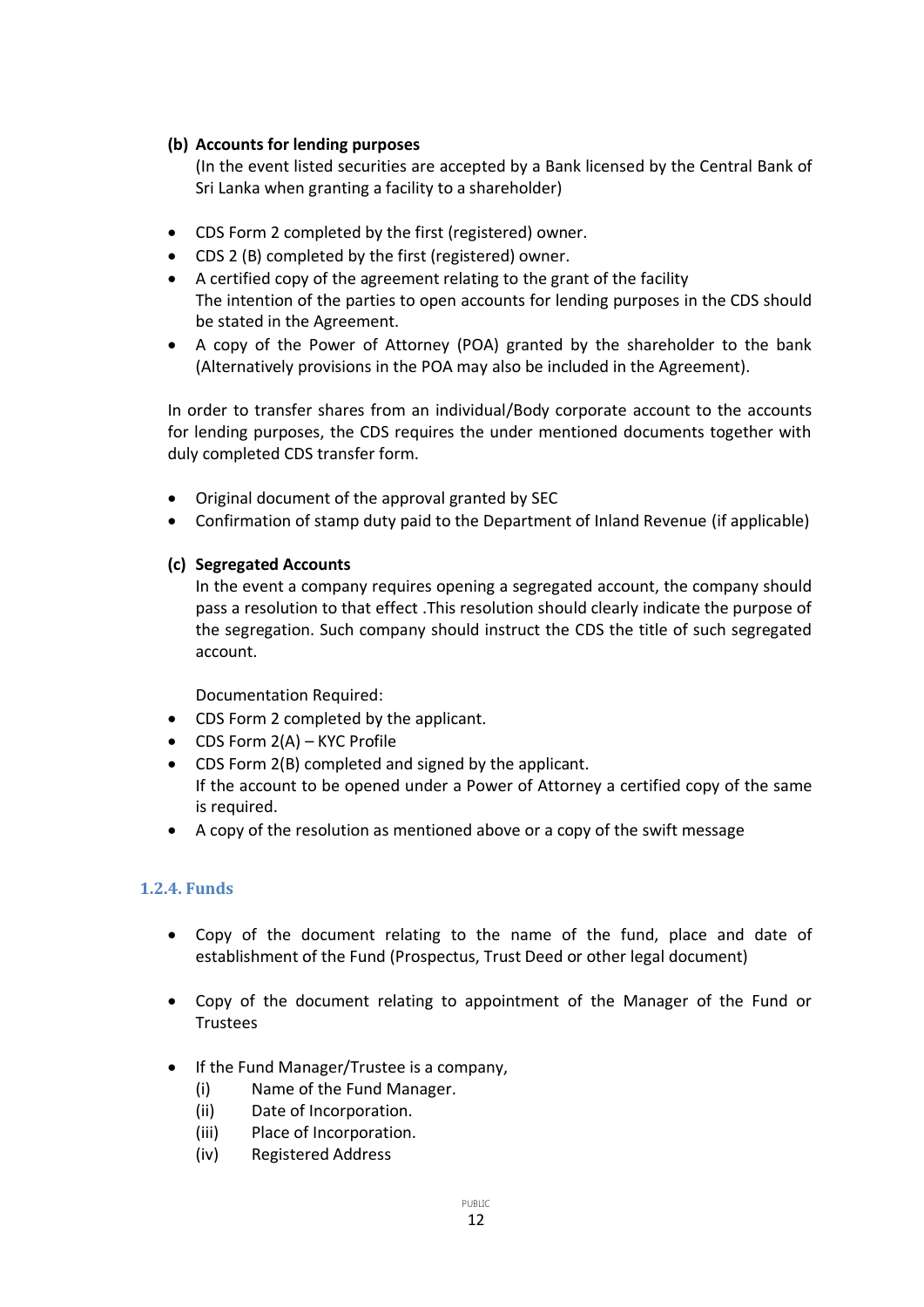**(b) Accounts for lending purposes**

(In the event listed securities are accepted by a Bank licensed by the Central Bank of Sri Lanka when granting a facility to a shareholder)

- CDS Form 2 completed by the first (registered) owner.
- CDS 2 (B) completed by the first (registered) owner.
- A certified copy of the agreement relating to the grant of the facility
  The intention of the parties to open accounts for lending purposes in the CDS should be stated in the Agreement.
- A copy of the Power of Attorney (POA) granted by the shareholder to the bank (Alternatively provisions in the POA may also be included in the Agreement).

In order to transfer shares from an individual/Body corporate account to the accounts for lending purposes, the CDS requires the under mentioned documents together with duly completed CDS transfer form.

- Original document of the approval granted by SEC
- Confirmation of stamp duty paid to the Department of Inland Revenue (if applicable)

**(c) Segregated Accounts**

In the event a company requires opening a segregated account, the company should pass a resolution to that effect .This resolution should clearly indicate the purpose of the segregation. Such company should instruct the CDS the title of such segregated account.

Documentation Required:

- CDS Form 2 completed by the applicant.
- CDS Form 2(A) – KYC Profile
- CDS Form 2(B) completed and signed by the applicant.
  If the account to be opened under a Power of Attorney a certified copy of the same is required.
- A copy of the resolution as mentioned above or a copy of the swift message

### 1.2.4. Funds

- Copy of the document relating to the name of the fund, place and date of establishment of the Fund (Prospectus, Trust Deed or other legal document)
- Copy of the document relating to appointment of the Manager of the Fund or Trustees
- If the Fund Manager/Trustee is a company,
  - (i) Name of the Fund Manager.
  - (ii) Date of Incorporation.
  - (iii) Place of Incorporation.
  - (iv) Registered Address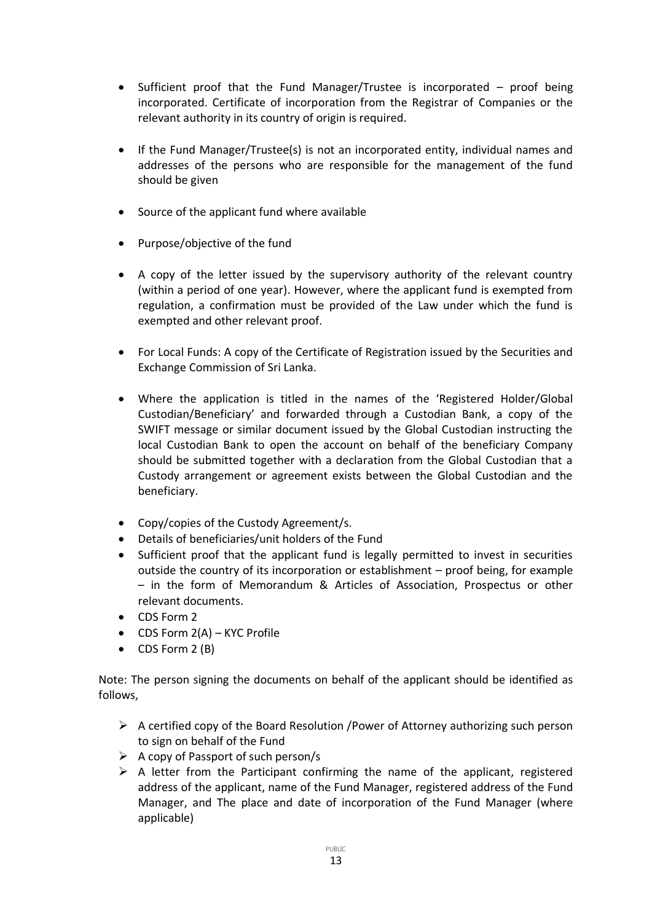- Sufficient proof that the Fund Manager/Trustee is incorporated – proof being incorporated. Certificate of incorporation from the Registrar of Companies or the relevant authority in its country of origin is required.

- If the Fund Manager/Trustee(s) is not an incorporated entity, individual names and addresses of the persons who are responsible for the management of the fund should be given

- Source of the applicant fund where available

- Purpose/objective of the fund

- A copy of the letter issued by the supervisory authority of the relevant country (within a period of one year). However, where the applicant fund is exempted from regulation, a confirmation must be provided of the Law under which the fund is exempted and other relevant proof.

- For Local Funds: A copy of the Certificate of Registration issued by the Securities and Exchange Commission of Sri Lanka.

- Where the application is titled in the names of the 'Registered Holder/Global Custodian/Beneficiary' and forwarded through a Custodian Bank, a copy of the SWIFT message or similar document issued by the Global Custodian instructing the local Custodian Bank to open the account on behalf of the beneficiary Company should be submitted together with a declaration from the Global Custodian that a Custody arrangement or agreement exists between the Global Custodian and the beneficiary.

- Copy/copies of the Custody Agreement/s.
- Details of beneficiaries/unit holders of the Fund
- Sufficient proof that the applicant fund is legally permitted to invest in securities outside the country of its incorporation or establishment – proof being, for example – in the form of Memorandum & Articles of Association, Prospectus or other relevant documents.
- CDS Form 2
- CDS Form 2(A) – KYC Profile
- CDS Form 2 (B)

Note: The person signing the documents on behalf of the applicant should be identified as follows,

- A certified copy of the Board Resolution /Power of Attorney authorizing such person to sign on behalf of the Fund
- A copy of Passport of such person/s
- A letter from the Participant confirming the name of the applicant, registered address of the applicant, name of the Fund Manager, registered address of the Fund Manager, and The place and date of incorporation of the Fund Manager (where applicable)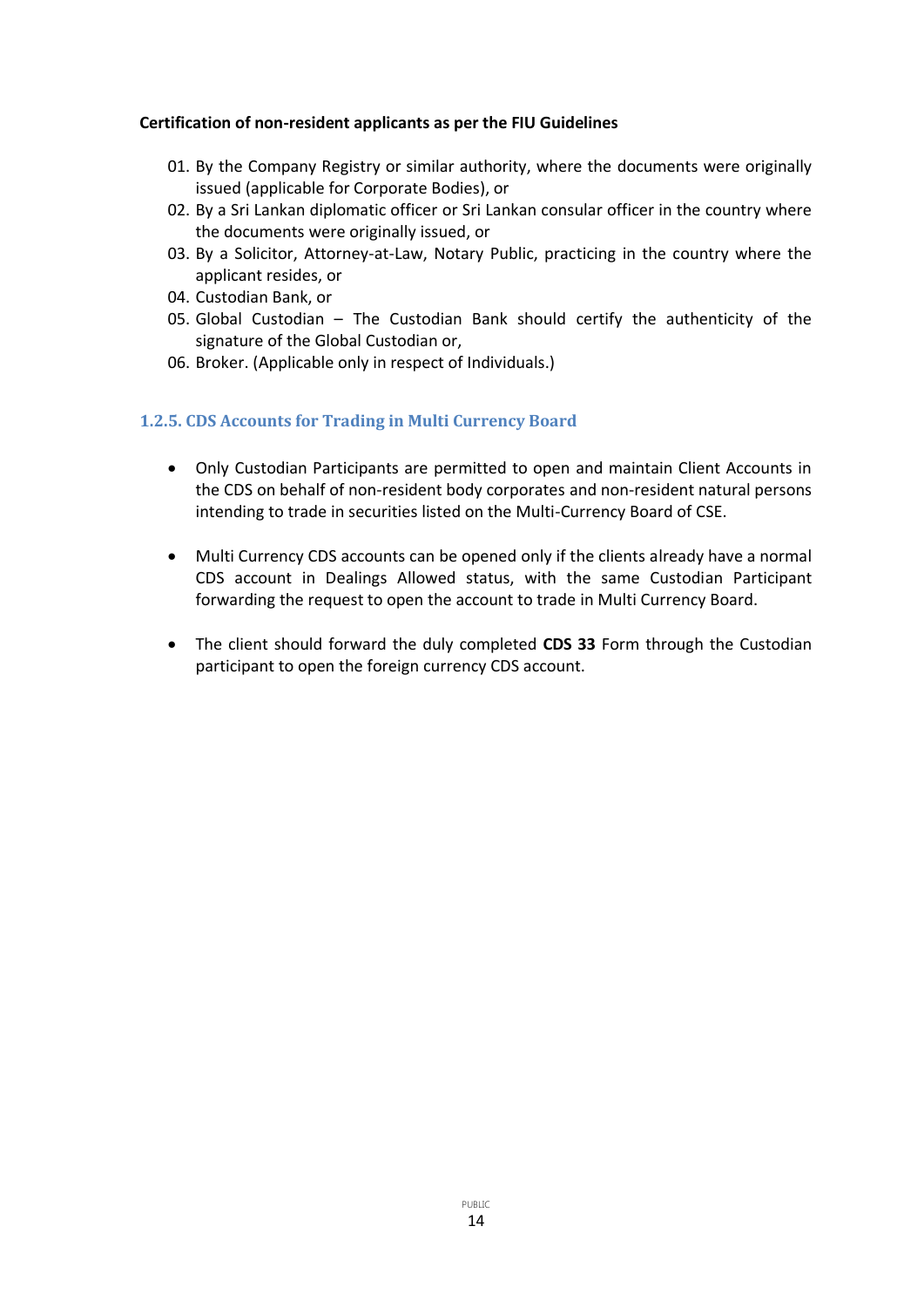**Certification of non-resident applicants as per the FIU Guidelines**

01. By the Company Registry or similar authority, where the documents were originally issued (applicable for Corporate Bodies), or
02. By a Sri Lankan diplomatic officer or Sri Lankan consular officer in the country where the documents were originally issued, or
03. By a Solicitor, Attorney-at-Law, Notary Public, practicing in the country where the applicant resides, or
04. Custodian Bank, or
05. Global Custodian – The Custodian Bank should certify the authenticity of the signature of the Global Custodian or,
06. Broker. (Applicable only in respect of Individuals.)

### 1.2.5. CDS Accounts for Trading in Multi Currency Board

- Only Custodian Participants are permitted to open and maintain Client Accounts in the CDS on behalf of non-resident body corporates and non-resident natural persons intending to trade in securities listed on the Multi-Currency Board of CSE.

- Multi Currency CDS accounts can be opened only if the clients already have a normal CDS account in Dealings Allowed status, with the same Custodian Participant forwarding the request to open the account to trade in Multi Currency Board.

- The client should forward the duly completed **CDS 33** Form through the Custodian participant to open the foreign currency CDS account.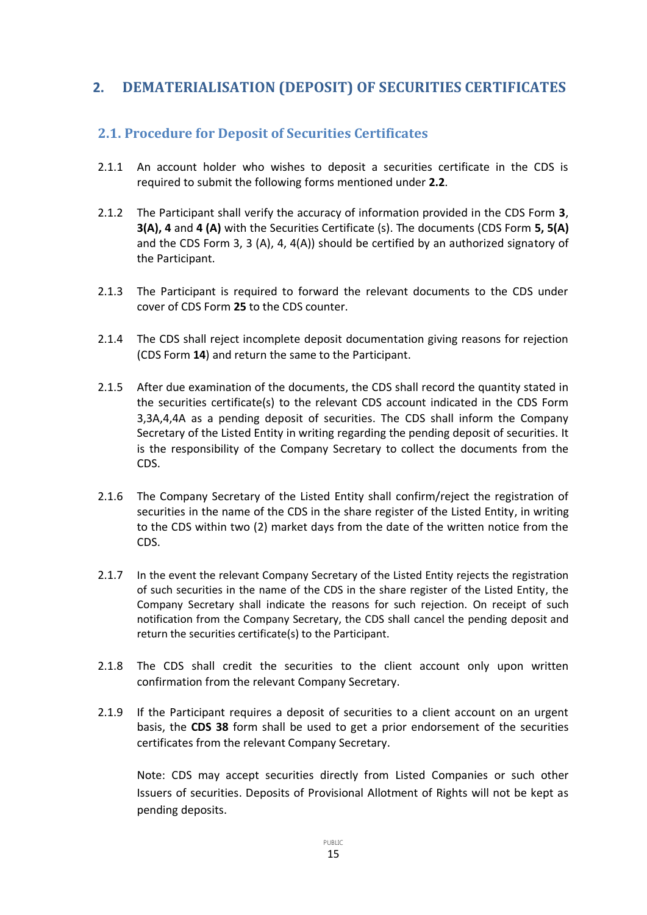## 2. DEMATERIALISATION (DEPOSIT) OF SECURITIES CERTIFICATES

### 2.1. Procedure for Deposit of Securities Certificates

2.1.1 An account holder who wishes to deposit a securities certificate in the CDS is required to submit the following forms mentioned under **2.2**.

2.1.2 The Participant shall verify the accuracy of information provided in the CDS Form **3**, **3(A), 4** and **4 (A)** with the Securities Certificate (s). The documents (CDS Form **5, 5(A)** and the CDS Form 3, 3 (A), 4, 4(A)) should be certified by an authorized signatory of the Participant.

2.1.3 The Participant is required to forward the relevant documents to the CDS under cover of CDS Form **25** to the CDS counter.

2.1.4 The CDS shall reject incomplete deposit documentation giving reasons for rejection (CDS Form **14**) and return the same to the Participant.

2.1.5 After due examination of the documents, the CDS shall record the quantity stated in the securities certificate(s) to the relevant CDS account indicated in the CDS Form 3,3A,4,4A as a pending deposit of securities. The CDS shall inform the Company Secretary of the Listed Entity in writing regarding the pending deposit of securities. It is the responsibility of the Company Secretary to collect the documents from the CDS.

2.1.6 The Company Secretary of the Listed Entity shall confirm/reject the registration of securities in the name of the CDS in the share register of the Listed Entity, in writing to the CDS within two (2) market days from the date of the written notice from the CDS.

2.1.7 In the event the relevant Company Secretary of the Listed Entity rejects the registration of such securities in the name of the CDS in the share register of the Listed Entity, the Company Secretary shall indicate the reasons for such rejection. On receipt of such notification from the Company Secretary, the CDS shall cancel the pending deposit and return the securities certificate(s) to the Participant.

2.1.8 The CDS shall credit the securities to the client account only upon written confirmation from the relevant Company Secretary.

2.1.9 If the Participant requires a deposit of securities to a client account on an urgent basis, the **CDS 38** form shall be used to get a prior endorsement of the securities certificates from the relevant Company Secretary.

Note: CDS may accept securities directly from Listed Companies or such other Issuers of securities. Deposits of Provisional Allotment of Rights will not be kept as pending deposits.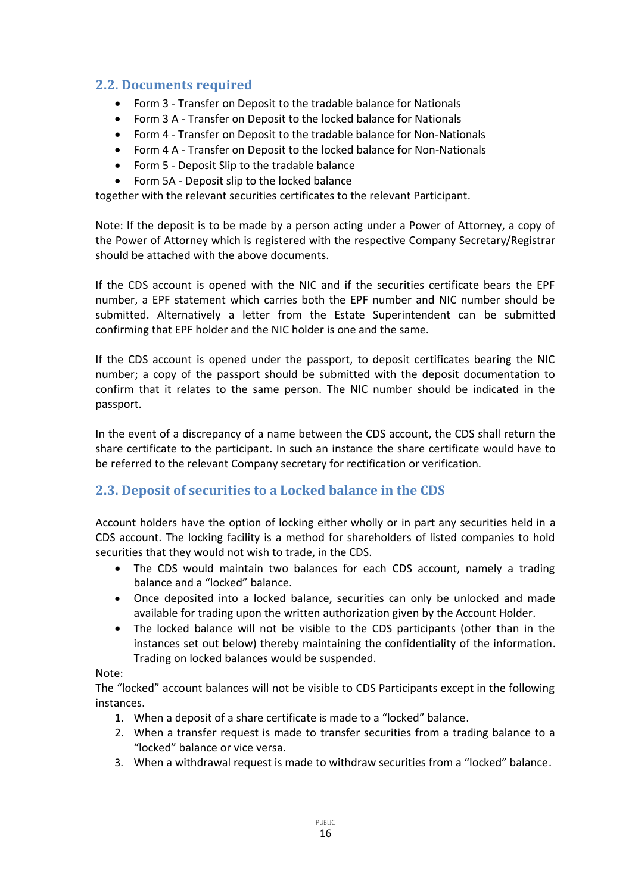## 2.2. Documents required

- Form 3 - Transfer on Deposit to the tradable balance for Nationals
- Form 3 A - Transfer on Deposit to the locked balance for Nationals
- Form 4 - Transfer on Deposit to the tradable balance for Non-Nationals
- Form 4 A - Transfer on Deposit to the locked balance for Non-Nationals
- Form 5 - Deposit Slip to the tradable balance
- Form 5A - Deposit slip to the locked balance

together with the relevant securities certificates to the relevant Participant.

Note: If the deposit is to be made by a person acting under a Power of Attorney, a copy of the Power of Attorney which is registered with the respective Company Secretary/Registrar should be attached with the above documents.

If the CDS account is opened with the NIC and if the securities certificate bears the EPF number, a EPF statement which carries both the EPF number and NIC number should be submitted. Alternatively a letter from the Estate Superintendent can be submitted confirming that EPF holder and the NIC holder is one and the same.

If the CDS account is opened under the passport, to deposit certificates bearing the NIC number; a copy of the passport should be submitted with the deposit documentation to confirm that it relates to the same person. The NIC number should be indicated in the passport.

In the event of a discrepancy of a name between the CDS account, the CDS shall return the share certificate to the participant. In such an instance the share certificate would have to be referred to the relevant Company secretary for rectification or verification.

## 2.3. Deposit of securities to a Locked balance in the CDS

Account holders have the option of locking either wholly or in part any securities held in a CDS account. The locking facility is a method for shareholders of listed companies to hold securities that they would not wish to trade, in the CDS.

- The CDS would maintain two balances for each CDS account, namely a trading balance and a "locked" balance.
- Once deposited into a locked balance, securities can only be unlocked and made available for trading upon the written authorization given by the Account Holder.
- The locked balance will not be visible to the CDS participants (other than in the instances set out below) thereby maintaining the confidentiality of the information. Trading on locked balances would be suspended.

Note:
The "locked" account balances will not be visible to CDS Participants except in the following instances.

1. When a deposit of a share certificate is made to a "locked" balance.
2. When a transfer request is made to transfer securities from a trading balance to a "locked" balance or vice versa.
3. When a withdrawal request is made to withdraw securities from a "locked" balance.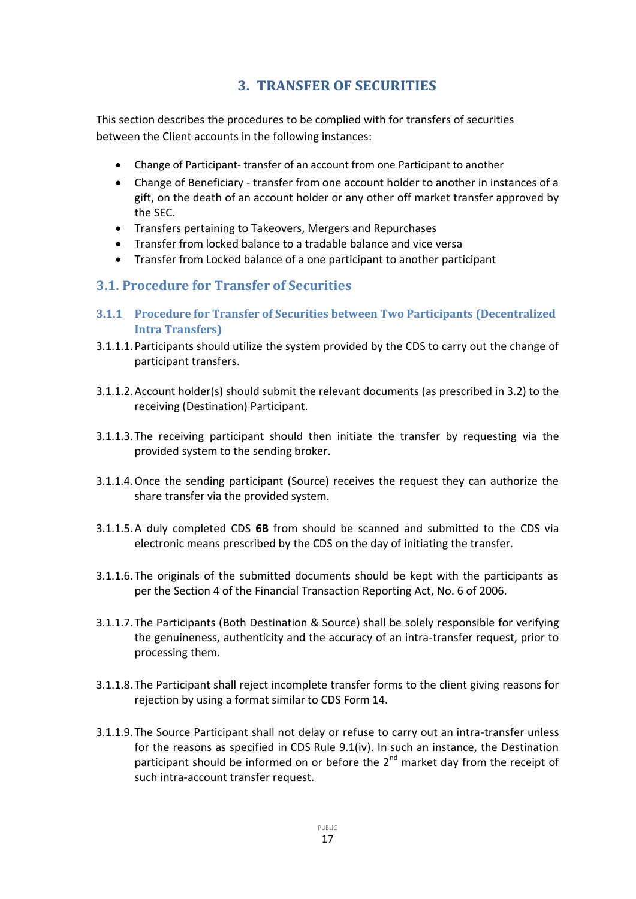# 3. TRANSFER OF SECURITIES

This section describes the procedures to be complied with for transfers of securities between the Client accounts in the following instances:

- Change of Participant- transfer of an account from one Participant to another
- Change of Beneficiary - transfer from one account holder to another in instances of a gift, on the death of an account holder or any other off market transfer approved by the SEC.
- Transfers pertaining to Takeovers, Mergers and Repurchases
- Transfer from locked balance to a tradable balance and vice versa
- Transfer from Locked balance of a one participant to another participant

## 3.1. Procedure for Transfer of Securities

### 3.1.1 Procedure for Transfer of Securities between Two Participants (Decentralized Intra Transfers)

3.1.1.1. Participants should utilize the system provided by the CDS to carry out the change of participant transfers.

3.1.1.2. Account holder(s) should submit the relevant documents (as prescribed in 3.2) to the receiving (Destination) Participant.

3.1.1.3. The receiving participant should then initiate the transfer by requesting via the provided system to the sending broker.

3.1.1.4. Once the sending participant (Source) receives the request they can authorize the share transfer via the provided system.

3.1.1.5. A duly completed CDS **6B** from should be scanned and submitted to the CDS via electronic means prescribed by the CDS on the day of initiating the transfer.

3.1.1.6. The originals of the submitted documents should be kept with the participants as per the Section 4 of the Financial Transaction Reporting Act, No. 6 of 2006.

3.1.1.7. The Participants (Both Destination & Source) shall be solely responsible for verifying the genuineness, authenticity and the accuracy of an intra-transfer request, prior to processing them.

3.1.1.8. The Participant shall reject incomplete transfer forms to the client giving reasons for rejection by using a format similar to CDS Form 14.

3.1.1.9. The Source Participant shall not delay or refuse to carry out an intra-transfer unless for the reasons as specified in CDS Rule 9.1(iv). In such an instance, the Destination participant should be informed on or before the 2nd market day from the receipt of such intra-account transfer request.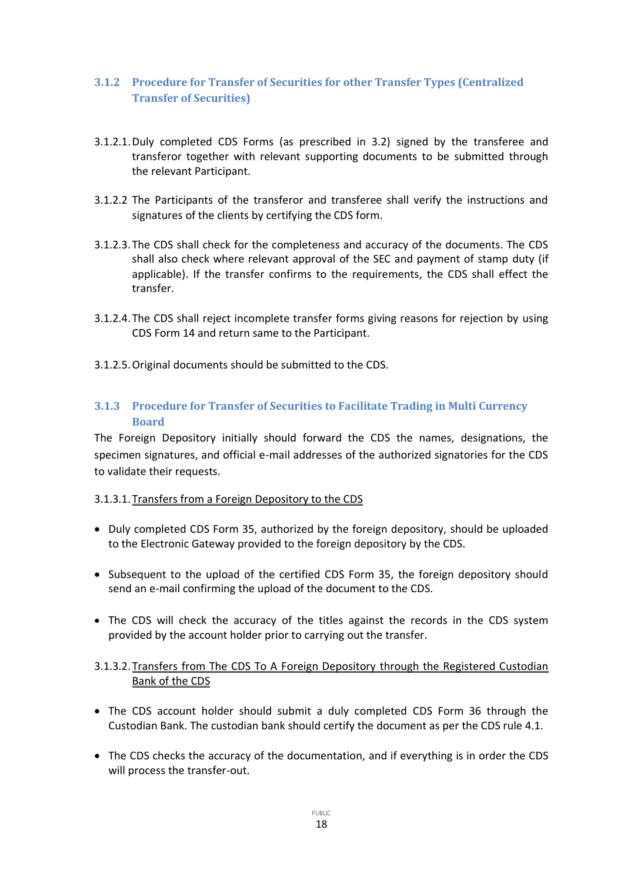### 3.1.2 Procedure for Transfer of Securities for other Transfer Types (Centralized Transfer of Securities)

3.1.2.1. Duly completed CDS Forms (as prescribed in 3.2) signed by the transferee and transferor together with relevant supporting documents to be submitted through the relevant Participant.

3.1.2.2 The Participants of the transferor and transferee shall verify the instructions and signatures of the clients by certifying the CDS form.

3.1.2.3. The CDS shall check for the completeness and accuracy of the documents. The CDS shall also check where relevant approval of the SEC and payment of stamp duty (if applicable). If the transfer confirms to the requirements, the CDS shall effect the transfer.

3.1.2.4. The CDS shall reject incomplete transfer forms giving reasons for rejection by using CDS Form 14 and return same to the Participant.

3.1.2.5. Original documents should be submitted to the CDS.

### 3.1.3 Procedure for Transfer of Securities to Facilitate Trading in Multi Currency Board

The Foreign Depository initially should forward the CDS the names, designations, the specimen signatures, and official e-mail addresses of the authorized signatories for the CDS to validate their requests.

3.1.3.1. <u>Transfers from a Foreign Depository to the CDS</u>

- Duly completed CDS Form 35, authorized by the foreign depository, should be uploaded to the Electronic Gateway provided to the foreign depository by the CDS.
- Subsequent to the upload of the certified CDS Form 35, the foreign depository should send an e-mail confirming the upload of the document to the CDS.
- The CDS will check the accuracy of the titles against the records in the CDS system provided by the account holder prior to carrying out the transfer.

3.1.3.2. <u>Transfers from The CDS To A Foreign Depository through the Registered Custodian Bank of the CDS</u>

- The CDS account holder should submit a duly completed CDS Form 36 through the Custodian Bank. The custodian bank should certify the document as per the CDS rule 4.1.
- The CDS checks the accuracy of the documentation, and if everything is in order the CDS will process the transfer-out.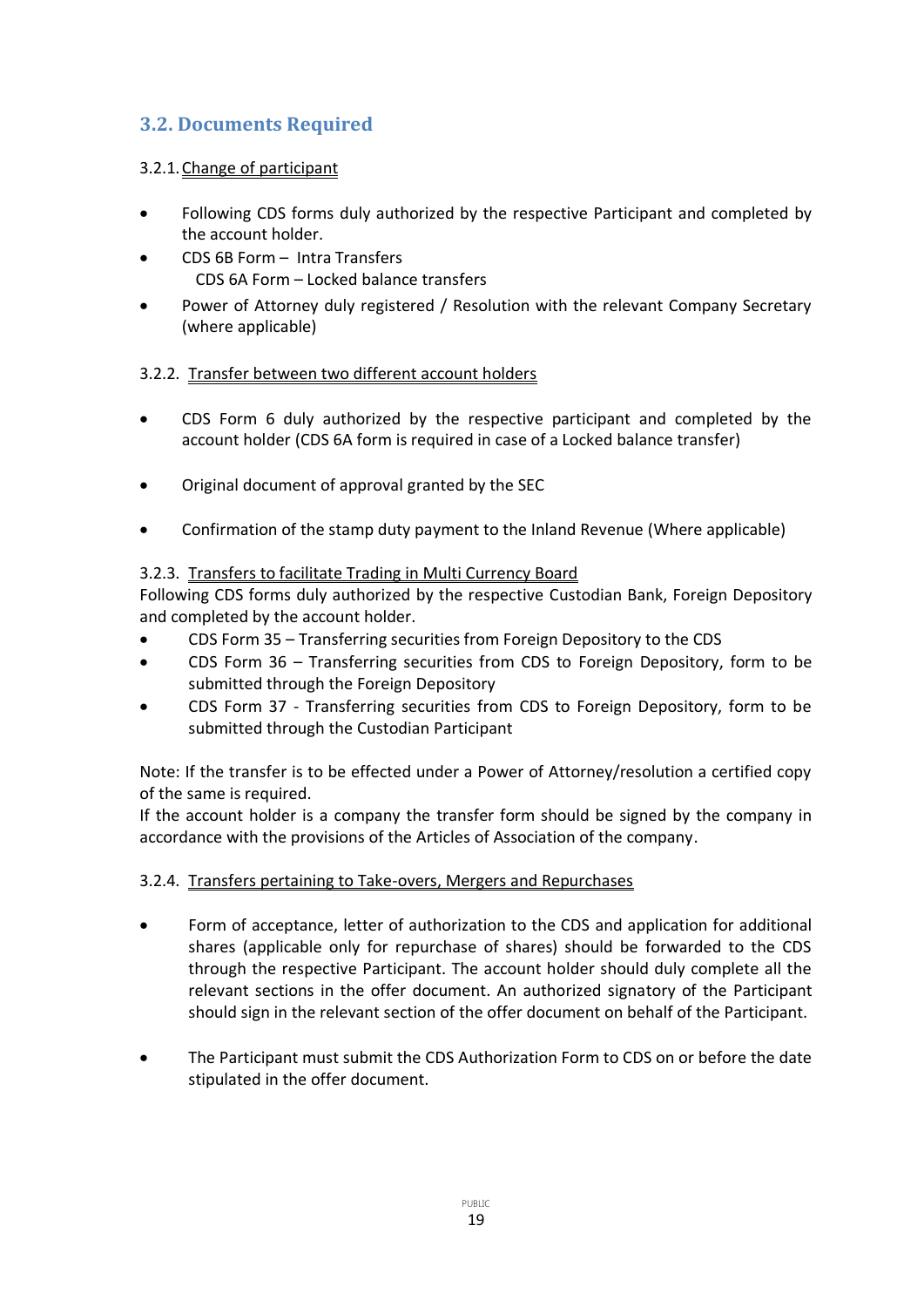## 3.2. Documents Required

### 3.2.1. Change of participant

- Following CDS forms duly authorized by the respective Participant and completed by the account holder.
- CDS 6B Form – Intra Transfers
  CDS 6A Form – Locked balance transfers
- Power of Attorney duly registered / Resolution with the relevant Company Secretary (where applicable)

### 3.2.2. Transfer between two different account holders

- CDS Form 6 duly authorized by the respective participant and completed by the account holder (CDS 6A form is required in case of a Locked balance transfer)
- Original document of approval granted by the SEC
- Confirmation of the stamp duty payment to the Inland Revenue (Where applicable)

### 3.2.3. Transfers to facilitate Trading in Multi Currency Board

Following CDS forms duly authorized by the respective Custodian Bank, Foreign Depository and completed by the account holder.

- CDS Form 35 – Transferring securities from Foreign Depository to the CDS
- CDS Form 36 – Transferring securities from CDS to Foreign Depository, form to be submitted through the Foreign Depository
- CDS Form 37 - Transferring securities from CDS to Foreign Depository, form to be submitted through the Custodian Participant

Note: If the transfer is to be effected under a Power of Attorney/resolution a certified copy of the same is required.
If the account holder is a company the transfer form should be signed by the company in accordance with the provisions of the Articles of Association of the company.

### 3.2.4. Transfers pertaining to Take-overs, Mergers and Repurchases

- Form of acceptance, letter of authorization to the CDS and application for additional shares (applicable only for repurchase of shares) should be forwarded to the CDS through the respective Participant. The account holder should duly complete all the relevant sections in the offer document. An authorized signatory of the Participant should sign in the relevant section of the offer document on behalf of the Participant.
- The Participant must submit the CDS Authorization Form to CDS on or before the date stipulated in the offer document.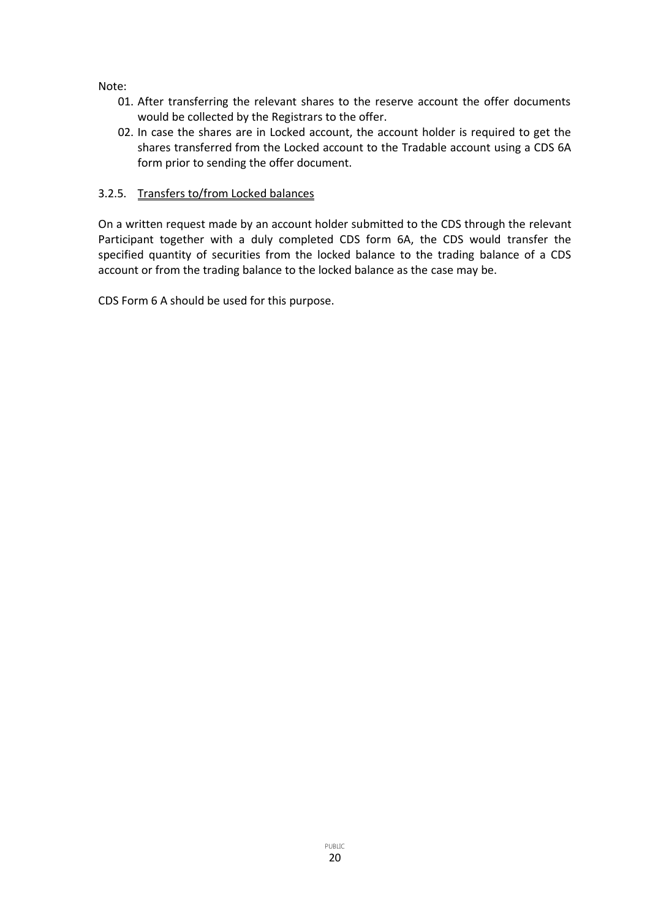Note:

01. After transferring the relevant shares to the reserve account the offer documents would be collected by the Registrars to the offer.
02. In case the shares are in Locked account, the account holder is required to get the shares transferred from the Locked account to the Tradable account using a CDS 6A form prior to sending the offer document.

#### 3.2.5. Transfers to/from Locked balances

On a written request made by an account holder submitted to the CDS through the relevant Participant together with a duly completed CDS form 6A, the CDS would transfer the specified quantity of securities from the locked balance to the trading balance of a CDS account or from the trading balance to the locked balance as the case may be.

CDS Form 6 A should be used for this purpose.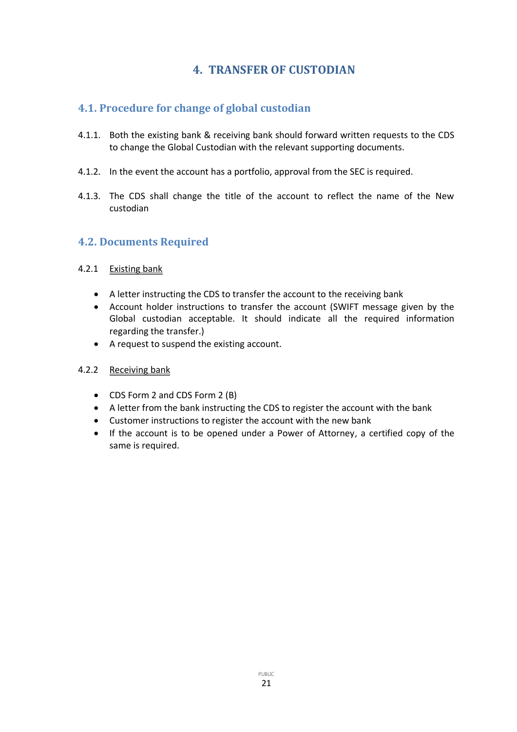# 4. TRANSFER OF CUSTODIAN

## 4.1. Procedure for change of global custodian

4.1.1. Both the existing bank & receiving bank should forward written requests to the CDS to change the Global Custodian with the relevant supporting documents.

4.1.2. In the event the account has a portfolio, approval from the SEC is required.

4.1.3. The CDS shall change the title of the account to reflect the name of the New custodian

## 4.2. Documents Required

4.2.1 Existing bank

- A letter instructing the CDS to transfer the account to the receiving bank
- Account holder instructions to transfer the account (SWIFT message given by the Global custodian acceptable. It should indicate all the required information regarding the transfer.)
- A request to suspend the existing account.

4.2.2 Receiving bank

- CDS Form 2 and CDS Form 2 (B)
- A letter from the bank instructing the CDS to register the account with the bank
- Customer instructions to register the account with the new bank
- If the account is to be opened under a Power of Attorney, a certified copy of the same is required.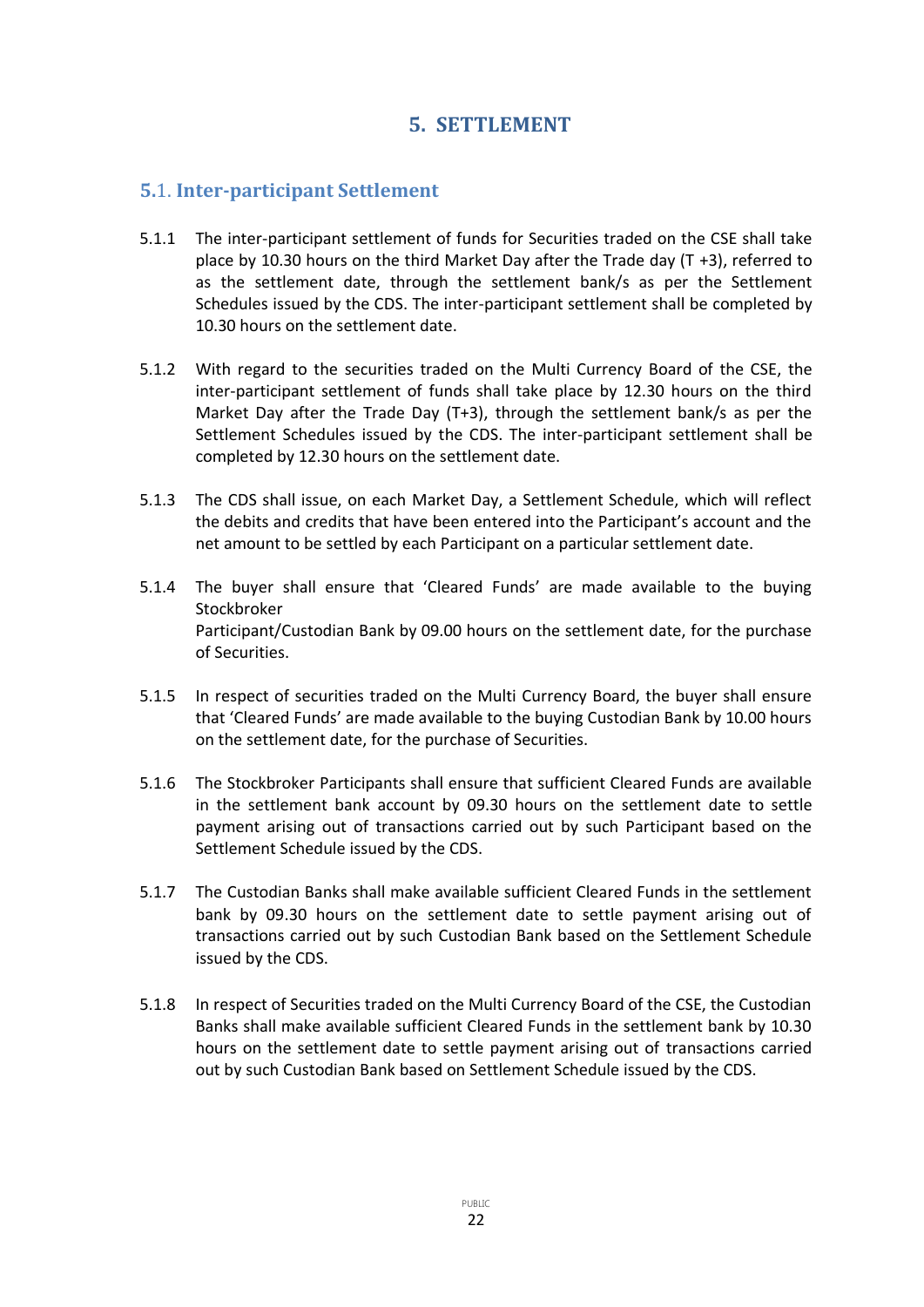# 5. SETTLEMENT

## 5.1. Inter-participant Settlement

5.1.1 The inter-participant settlement of funds for Securities traded on the CSE shall take place by 10.30 hours on the third Market Day after the Trade day (T +3), referred to as the settlement date, through the settlement bank/s as per the Settlement Schedules issued by the CDS. The inter-participant settlement shall be completed by 10.30 hours on the settlement date.

5.1.2 With regard to the securities traded on the Multi Currency Board of the CSE, the inter-participant settlement of funds shall take place by 12.30 hours on the third Market Day after the Trade Day (T+3), through the settlement bank/s as per the Settlement Schedules issued by the CDS. The inter-participant settlement shall be completed by 12.30 hours on the settlement date.

5.1.3 The CDS shall issue, on each Market Day, a Settlement Schedule, which will reflect the debits and credits that have been entered into the Participant's account and the net amount to be settled by each Participant on a particular settlement date.

5.1.4 The buyer shall ensure that 'Cleared Funds' are made available to the buying Stockbroker Participant/Custodian Bank by 09.00 hours on the settlement date, for the purchase of Securities.

5.1.5 In respect of securities traded on the Multi Currency Board, the buyer shall ensure that 'Cleared Funds' are made available to the buying Custodian Bank by 10.00 hours on the settlement date, for the purchase of Securities.

5.1.6 The Stockbroker Participants shall ensure that sufficient Cleared Funds are available in the settlement bank account by 09.30 hours on the settlement date to settle payment arising out of transactions carried out by such Participant based on the Settlement Schedule issued by the CDS.

5.1.7 The Custodian Banks shall make available sufficient Cleared Funds in the settlement bank by 09.30 hours on the settlement date to settle payment arising out of transactions carried out by such Custodian Bank based on the Settlement Schedule issued by the CDS.

5.1.8 In respect of Securities traded on the Multi Currency Board of the CSE, the Custodian Banks shall make available sufficient Cleared Funds in the settlement bank by 10.30 hours on the settlement date to settle payment arising out of transactions carried out by such Custodian Bank based on Settlement Schedule issued by the CDS.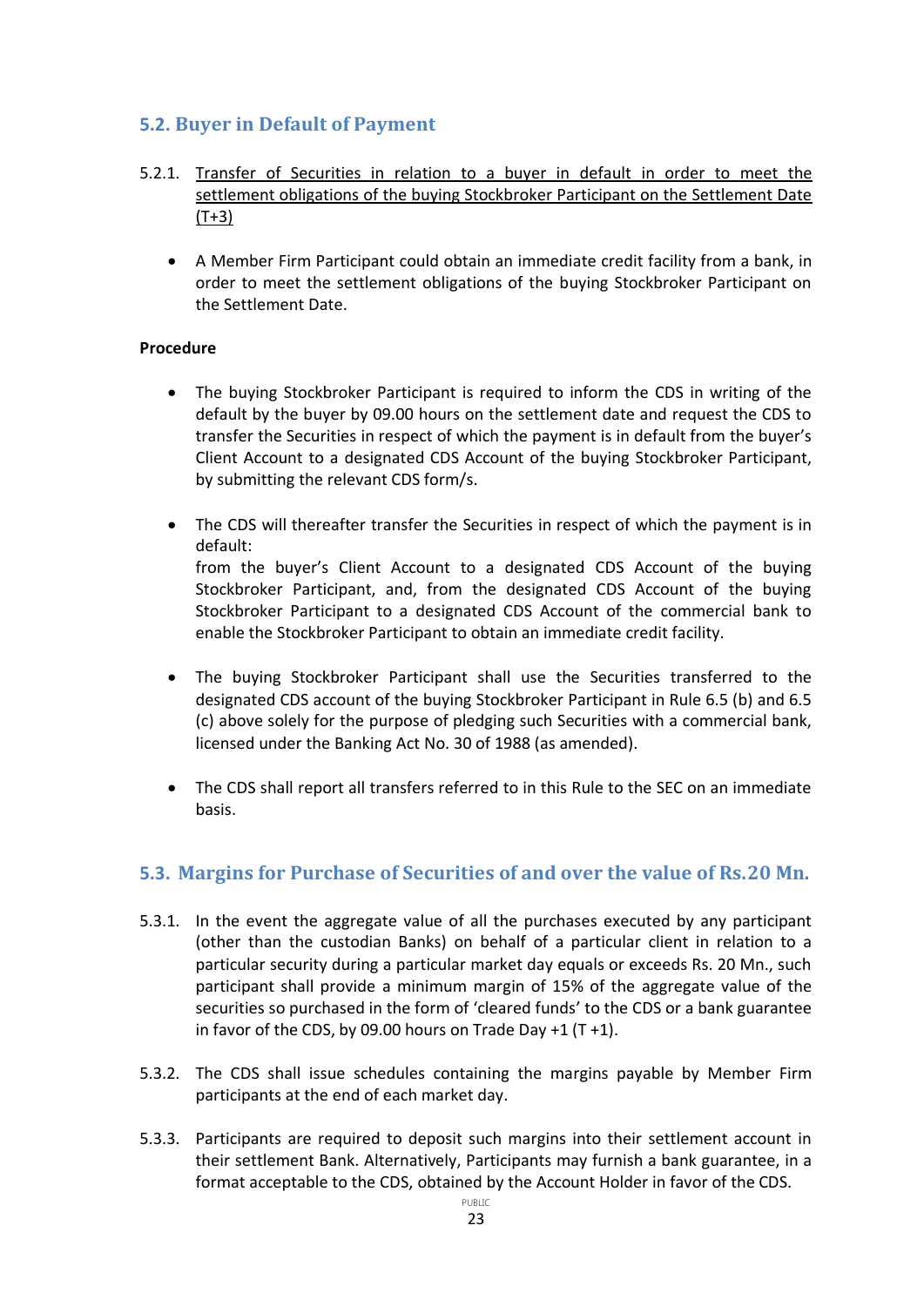## 5.2. Buyer in Default of Payment

5.2.1. Transfer of Securities in relation to a buyer in default in order to meet the settlement obligations of the buying Stockbroker Participant on the Settlement Date (T+3)

- A Member Firm Participant could obtain an immediate credit facility from a bank, in order to meet the settlement obligations of the buying Stockbroker Participant on the Settlement Date.

**Procedure**

- The buying Stockbroker Participant is required to inform the CDS in writing of the default by the buyer by 09.00 hours on the settlement date and request the CDS to transfer the Securities in respect of which the payment is in default from the buyer's Client Account to a designated CDS Account of the buying Stockbroker Participant, by submitting the relevant CDS form/s.

- The CDS will thereafter transfer the Securities in respect of which the payment is in default:
  from the buyer's Client Account to a designated CDS Account of the buying Stockbroker Participant, and, from the designated CDS Account of the buying Stockbroker Participant to a designated CDS Account of the commercial bank to enable the Stockbroker Participant to obtain an immediate credit facility.

- The buying Stockbroker Participant shall use the Securities transferred to the designated CDS account of the buying Stockbroker Participant in Rule 6.5 (b) and 6.5 (c) above solely for the purpose of pledging such Securities with a commercial bank, licensed under the Banking Act No. 30 of 1988 (as amended).

- The CDS shall report all transfers referred to in this Rule to the SEC on an immediate basis.

## 5.3. Margins for Purchase of Securities of and over the value of Rs.20 Mn.

5.3.1. In the event the aggregate value of all the purchases executed by any participant (other than the custodian Banks) on behalf of a particular client in relation to a particular security during a particular market day equals or exceeds Rs. 20 Mn., such participant shall provide a minimum margin of 15% of the aggregate value of the securities so purchased in the form of 'cleared funds' to the CDS or a bank guarantee in favor of the CDS, by 09.00 hours on Trade Day +1 (T +1).

5.3.2. The CDS shall issue schedules containing the margins payable by Member Firm participants at the end of each market day.

5.3.3. Participants are required to deposit such margins into their settlement account in their settlement Bank. Alternatively, Participants may furnish a bank guarantee, in a format acceptable to the CDS, obtained by the Account Holder in favor of the CDS.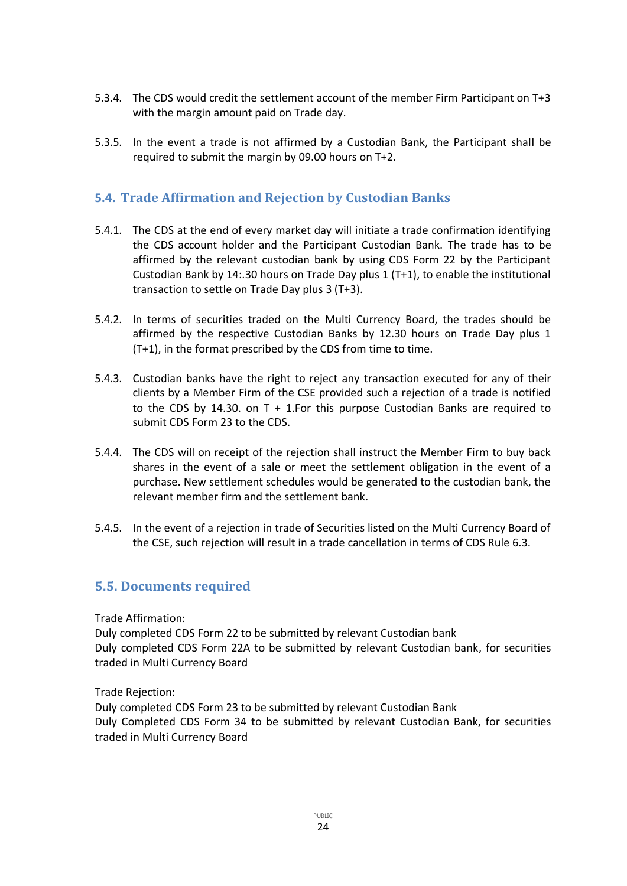5.3.4. The CDS would credit the settlement account of the member Firm Participant on T+3 with the margin amount paid on Trade day.

5.3.5. In the event a trade is not affirmed by a Custodian Bank, the Participant shall be required to submit the margin by 09.00 hours on T+2.

## 5.4. Trade Affirmation and Rejection by Custodian Banks

5.4.1. The CDS at the end of every market day will initiate a trade confirmation identifying the CDS account holder and the Participant Custodian Bank. The trade has to be affirmed by the relevant custodian bank by using CDS Form 22 by the Participant Custodian Bank by 14:.30 hours on Trade Day plus 1 (T+1), to enable the institutional transaction to settle on Trade Day plus 3 (T+3).

5.4.2. In terms of securities traded on the Multi Currency Board, the trades should be affirmed by the respective Custodian Banks by 12.30 hours on Trade Day plus 1 (T+1), in the format prescribed by the CDS from time to time.

5.4.3. Custodian banks have the right to reject any transaction executed for any of their clients by a Member Firm of the CSE provided such a rejection of a trade is notified to the CDS by 14.30. on T + 1.For this purpose Custodian Banks are required to submit CDS Form 23 to the CDS.

5.4.4. The CDS will on receipt of the rejection shall instruct the Member Firm to buy back shares in the event of a sale or meet the settlement obligation in the event of a purchase. New settlement schedules would be generated to the custodian bank, the relevant member firm and the settlement bank.

5.4.5. In the event of a rejection in trade of Securities listed on the Multi Currency Board of the CSE, such rejection will result in a trade cancellation in terms of CDS Rule 6.3.

## 5.5. Documents required

Trade Affirmation:

Duly completed CDS Form 22 to be submitted by relevant Custodian bank

Duly completed CDS Form 22A to be submitted by relevant Custodian bank, for securities traded in Multi Currency Board

Trade Rejection:

Duly completed CDS Form 23 to be submitted by relevant Custodian Bank

Duly Completed CDS Form 34 to be submitted by relevant Custodian Bank, for securities traded in Multi Currency Board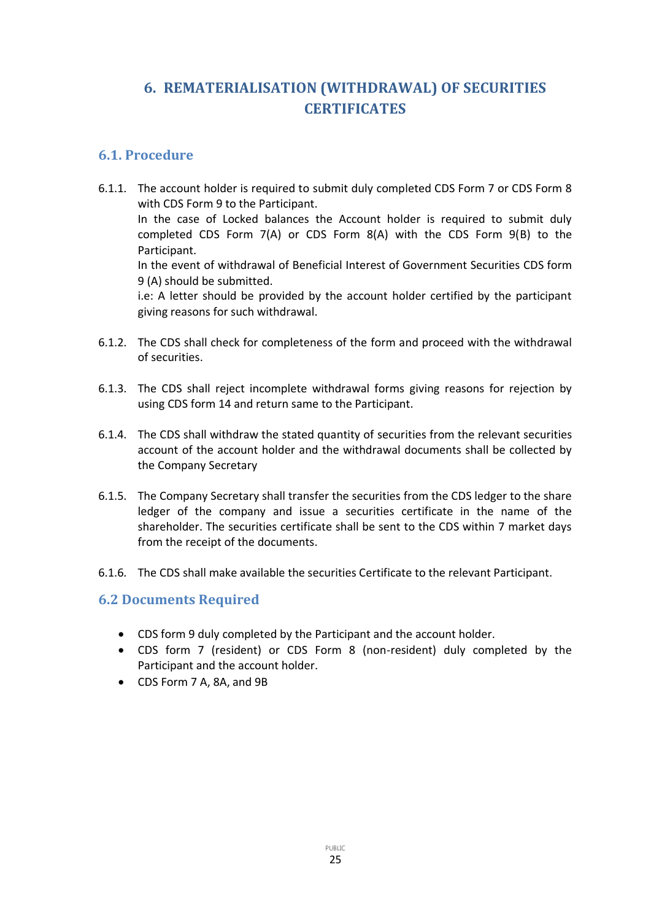# 6. REMATERIALISATION (WITHDRAWAL) OF SECURITIES CERTIFICATES

## 6.1. Procedure

6.1.1. The account holder is required to submit duly completed CDS Form 7 or CDS Form 8 with CDS Form 9 to the Participant.
In the case of Locked balances the Account holder is required to submit duly completed CDS Form 7(A) or CDS Form 8(A) with the CDS Form 9(B) to the Participant.
In the event of withdrawal of Beneficial Interest of Government Securities CDS form 9 (A) should be submitted.
i.e: A letter should be provided by the account holder certified by the participant giving reasons for such withdrawal.

6.1.2. The CDS shall check for completeness of the form and proceed with the withdrawal of securities.

6.1.3. The CDS shall reject incomplete withdrawal forms giving reasons for rejection by using CDS form 14 and return same to the Participant.

6.1.4. The CDS shall withdraw the stated quantity of securities from the relevant securities account of the account holder and the withdrawal documents shall be collected by the Company Secretary

6.1.5. The Company Secretary shall transfer the securities from the CDS ledger to the share ledger of the company and issue a securities certificate in the name of the shareholder. The securities certificate shall be sent to the CDS within 7 market days from the receipt of the documents.

6.1.6. The CDS shall make available the securities Certificate to the relevant Participant.

## 6.2 Documents Required

- CDS form 9 duly completed by the Participant and the account holder.
- CDS form 7 (resident) or CDS Form 8 (non-resident) duly completed by the Participant and the account holder.
- CDS Form 7 A, 8A, and 9B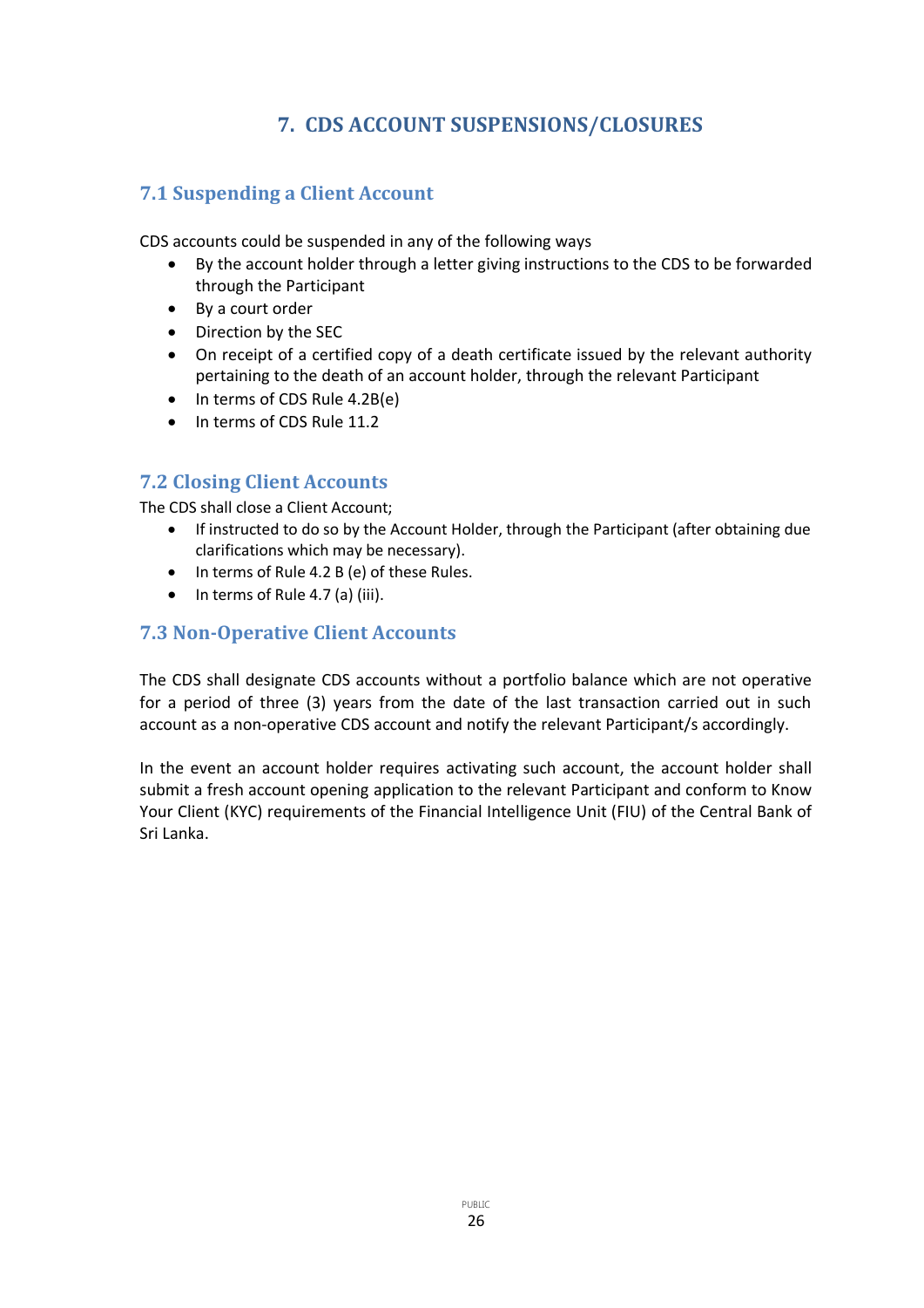# 7. CDS ACCOUNT SUSPENSIONS/CLOSURES

## 7.1 Suspending a Client Account

CDS accounts could be suspended in any of the following ways

- By the account holder through a letter giving instructions to the CDS to be forwarded through the Participant
- By a court order
- Direction by the SEC
- On receipt of a certified copy of a death certificate issued by the relevant authority pertaining to the death of an account holder, through the relevant Participant
- In terms of CDS Rule 4.2B(e)
- In terms of CDS Rule 11.2

## 7.2 Closing Client Accounts

The CDS shall close a Client Account;

- If instructed to do so by the Account Holder, through the Participant (after obtaining due clarifications which may be necessary).
- In terms of Rule 4.2 B (e) of these Rules.
- In terms of Rule 4.7 (a) (iii).

## 7.3 Non-Operative Client Accounts

The CDS shall designate CDS accounts without a portfolio balance which are not operative for a period of three (3) years from the date of the last transaction carried out in such account as a non-operative CDS account and notify the relevant Participant/s accordingly.

In the event an account holder requires activating such account, the account holder shall submit a fresh account opening application to the relevant Participant and conform to Know Your Client (KYC) requirements of the Financial Intelligence Unit (FIU) of the Central Bank of Sri Lanka.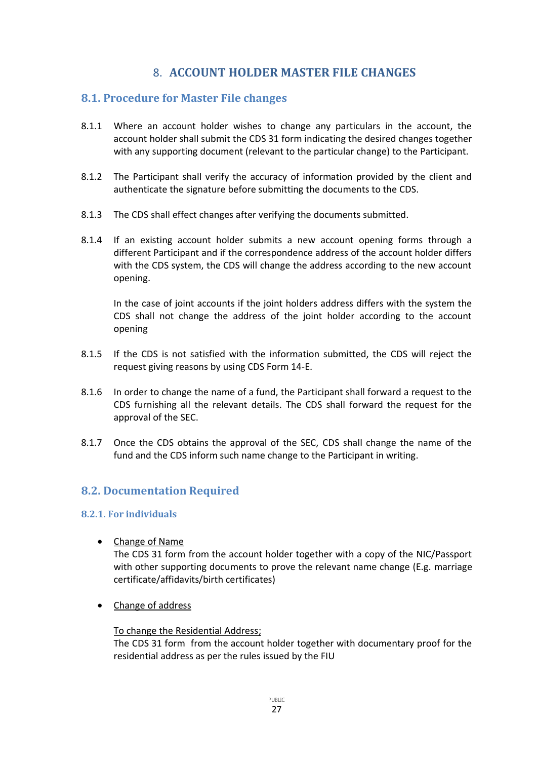# 8. ACCOUNT HOLDER MASTER FILE CHANGES

## 8.1. Procedure for Master File changes

8.1.1 Where an account holder wishes to change any particulars in the account, the account holder shall submit the CDS 31 form indicating the desired changes together with any supporting document (relevant to the particular change) to the Participant.

8.1.2 The Participant shall verify the accuracy of information provided by the client and authenticate the signature before submitting the documents to the CDS.

8.1.3 The CDS shall effect changes after verifying the documents submitted.

8.1.4 If an existing account holder submits a new account opening forms through a different Participant and if the correspondence address of the account holder differs with the CDS system, the CDS will change the address according to the new account opening.

In the case of joint accounts if the joint holders address differs with the system the CDS shall not change the address of the joint holder according to the account opening

8.1.5 If the CDS is not satisfied with the information submitted, the CDS will reject the request giving reasons by using CDS Form 14-E.

8.1.6 In order to change the name of a fund, the Participant shall forward a request to the CDS furnishing all the relevant details. The CDS shall forward the request for the approval of the SEC.

8.1.7 Once the CDS obtains the approval of the SEC, CDS shall change the name of the fund and the CDS inform such name change to the Participant in writing.

## 8.2. Documentation Required

### 8.2.1. For individuals

- Change of Name
  The CDS 31 form from the account holder together with a copy of the NIC/Passport with other supporting documents to prove the relevant name change (E.g. marriage certificate/affidavits/birth certificates)

- Change of address

  To change the Residential Address;
  The CDS 31 form from the account holder together with documentary proof for the residential address as per the rules issued by the FIU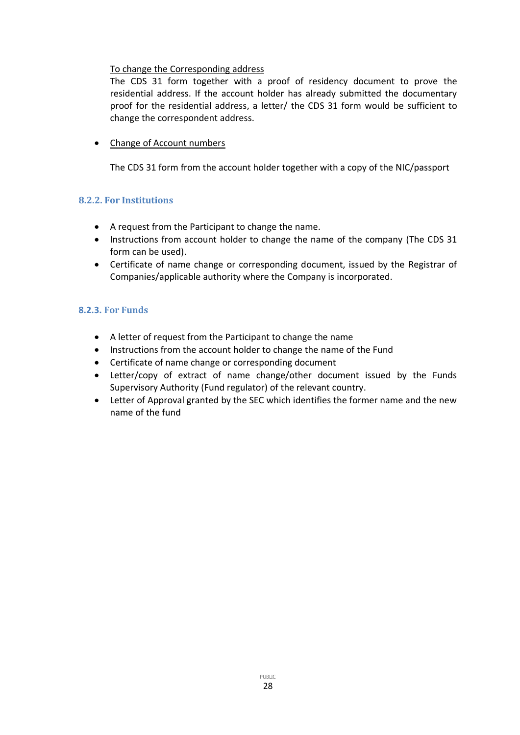<u>To change the Corresponding address</u>

The CDS 31 form together with a proof of residency document to prove the residential address. If the account holder has already submitted the documentary proof for the residential address, a letter/ the CDS 31 form would be sufficient to change the correspondent address.

- <u>Change of Account numbers</u>

  The CDS 31 form from the account holder together with a copy of the NIC/passport

### 8.2.2. For Institutions

- A request from the Participant to change the name.
- Instructions from account holder to change the name of the company (The CDS 31 form can be used).
- Certificate of name change or corresponding document, issued by the Registrar of Companies/applicable authority where the Company is incorporated.

### 8.2.3. For Funds

- A letter of request from the Participant to change the name
- Instructions from the account holder to change the name of the Fund
- Certificate of name change or corresponding document
- Letter/copy of extract of name change/other document issued by the Funds Supervisory Authority (Fund regulator) of the relevant country.
- Letter of Approval granted by the SEC which identifies the former name and the new name of the fund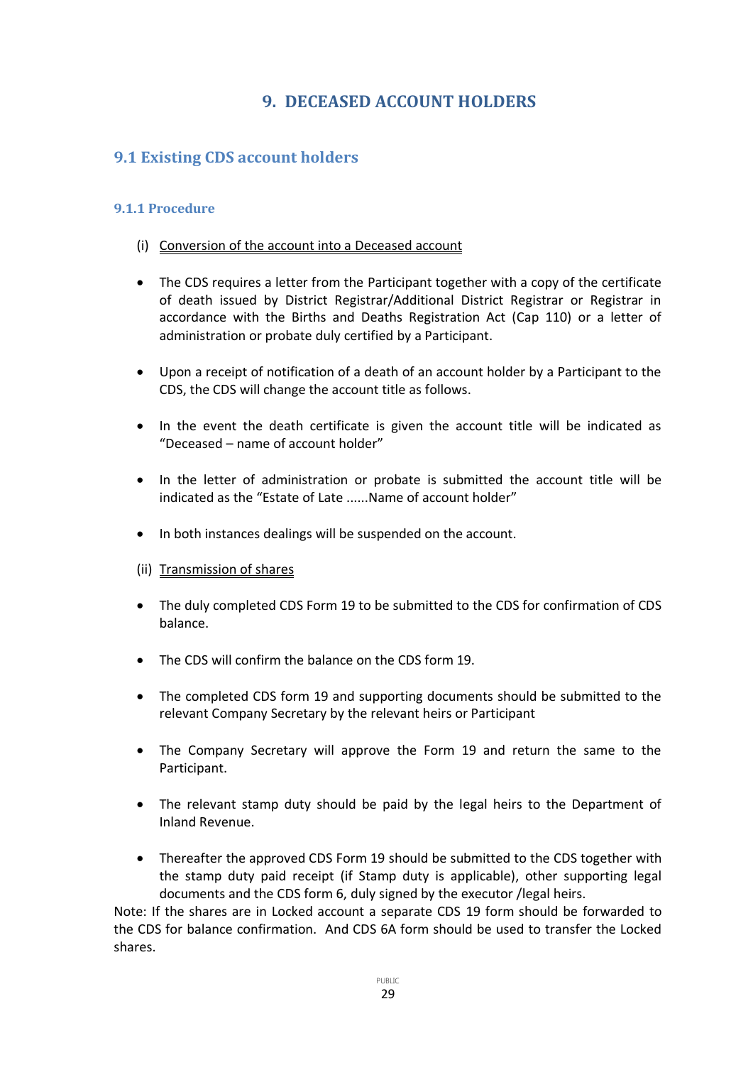# 9. DECEASED ACCOUNT HOLDERS

## 9.1 Existing CDS account holders

### 9.1.1 Procedure

(i) Conversion of the account into a Deceased account

- The CDS requires a letter from the Participant together with a copy of the certificate of death issued by District Registrar/Additional District Registrar or Registrar in accordance with the Births and Deaths Registration Act (Cap 110) or a letter of administration or probate duly certified by a Participant.
- Upon a receipt of notification of a death of an account holder by a Participant to the CDS, the CDS will change the account title as follows.
- In the event the death certificate is given the account title will be indicated as "Deceased – name of account holder"
- In the letter of administration or probate is submitted the account title will be indicated as the "Estate of Late ......Name of account holder"
- In both instances dealings will be suspended on the account.

(ii) Transmission of shares

- The duly completed CDS Form 19 to be submitted to the CDS for confirmation of CDS balance.
- The CDS will confirm the balance on the CDS form 19.
- The completed CDS form 19 and supporting documents should be submitted to the relevant Company Secretary by the relevant heirs or Participant
- The Company Secretary will approve the Form 19 and return the same to the Participant.
- The relevant stamp duty should be paid by the legal heirs to the Department of Inland Revenue.
- Thereafter the approved CDS Form 19 should be submitted to the CDS together with the stamp duty paid receipt (if Stamp duty is applicable), other supporting legal documents and the CDS form 6, duly signed by the executor /legal heirs.

Note: If the shares are in Locked account a separate CDS 19 form should be forwarded to the CDS for balance confirmation. And CDS 6A form should be used to transfer the Locked shares.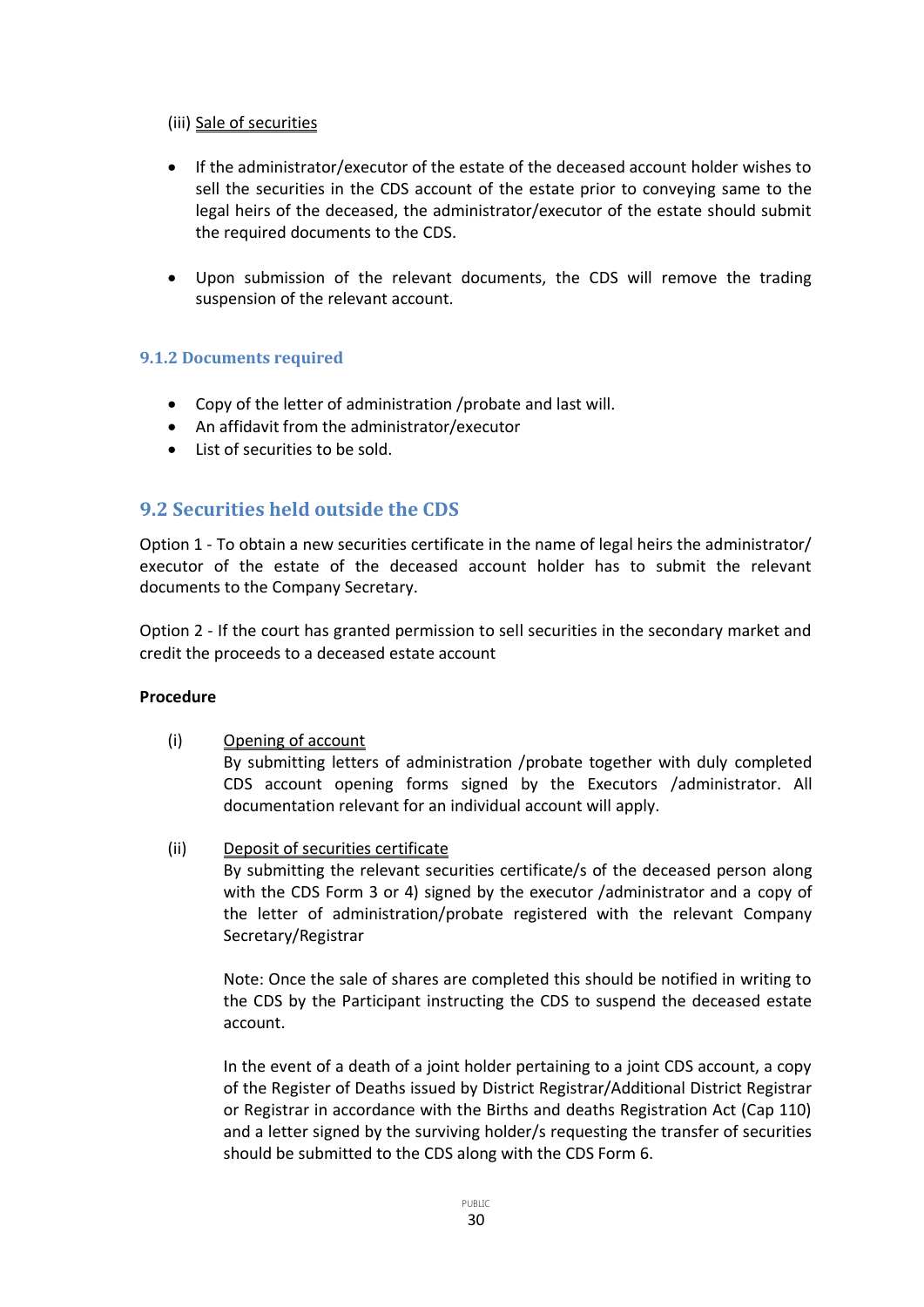(iii) <u>Sale of securities</u>

- If the administrator/executor of the estate of the deceased account holder wishes to sell the securities in the CDS account of the estate prior to conveying same to the legal heirs of the deceased, the administrator/executor of the estate should submit the required documents to the CDS.

- Upon submission of the relevant documents, the CDS will remove the trading suspension of the relevant account.

### 9.1.2 Documents required

- Copy of the letter of administration /probate and last will.
- An affidavit from the administrator/executor
- List of securities to be sold.

## 9.2 Securities held outside the CDS

Option 1 - To obtain a new securities certificate in the name of legal heirs the administrator/ executor of the estate of the deceased account holder has to submit the relevant documents to the Company Secretary.

Option 2 - If the court has granted permission to sell securities in the secondary market and credit the proceeds to a deceased estate account

**Procedure**

(i) <u>Opening of account</u>
By submitting letters of administration /probate together with duly completed CDS account opening forms signed by the Executors /administrator. All documentation relevant for an individual account will apply.

(ii) <u>Deposit of securities certificate</u>
By submitting the relevant securities certificate/s of the deceased person along with the CDS Form 3 or 4) signed by the executor /administrator and a copy of the letter of administration/probate registered with the relevant Company Secretary/Registrar

Note: Once the sale of shares are completed this should be notified in writing to the CDS by the Participant instructing the CDS to suspend the deceased estate account.

In the event of a death of a joint holder pertaining to a joint CDS account, a copy of the Register of Deaths issued by District Registrar/Additional District Registrar or Registrar in accordance with the Births and deaths Registration Act (Cap 110) and a letter signed by the surviving holder/s requesting the transfer of securities should be submitted to the CDS along with the CDS Form 6.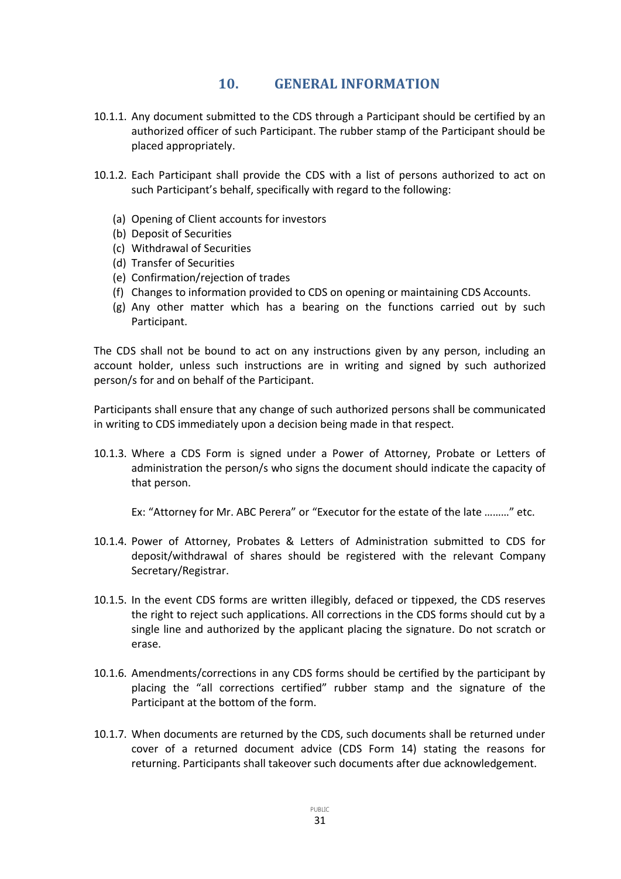## 10. GENERAL INFORMATION

10.1.1. Any document submitted to the CDS through a Participant should be certified by an authorized officer of such Participant. The rubber stamp of the Participant should be placed appropriately.

10.1.2. Each Participant shall provide the CDS with a list of persons authorized to act on such Participant's behalf, specifically with regard to the following:

(a) Opening of Client accounts for investors
(b) Deposit of Securities
(c) Withdrawal of Securities
(d) Transfer of Securities
(e) Confirmation/rejection of trades
(f) Changes to information provided to CDS on opening or maintaining CDS Accounts.
(g) Any other matter which has a bearing on the functions carried out by such Participant.

The CDS shall not be bound to act on any instructions given by any person, including an account holder, unless such instructions are in writing and signed by such authorized person/s for and on behalf of the Participant.

Participants shall ensure that any change of such authorized persons shall be communicated in writing to CDS immediately upon a decision being made in that respect.

10.1.3. Where a CDS Form is signed under a Power of Attorney, Probate or Letters of administration the person/s who signs the document should indicate the capacity of that person.

Ex: "Attorney for Mr. ABC Perera" or "Executor for the estate of the late ………" etc.

10.1.4. Power of Attorney, Probates & Letters of Administration submitted to CDS for deposit/withdrawal of shares should be registered with the relevant Company Secretary/Registrar.

10.1.5. In the event CDS forms are written illegibly, defaced or tippexed, the CDS reserves the right to reject such applications. All corrections in the CDS forms should cut by a single line and authorized by the applicant placing the signature. Do not scratch or erase.

10.1.6. Amendments/corrections in any CDS forms should be certified by the participant by placing the "all corrections certified" rubber stamp and the signature of the Participant at the bottom of the form.

10.1.7. When documents are returned by the CDS, such documents shall be returned under cover of a returned document advice (CDS Form 14) stating the reasons for returning. Participants shall takeover such documents after due acknowledgement.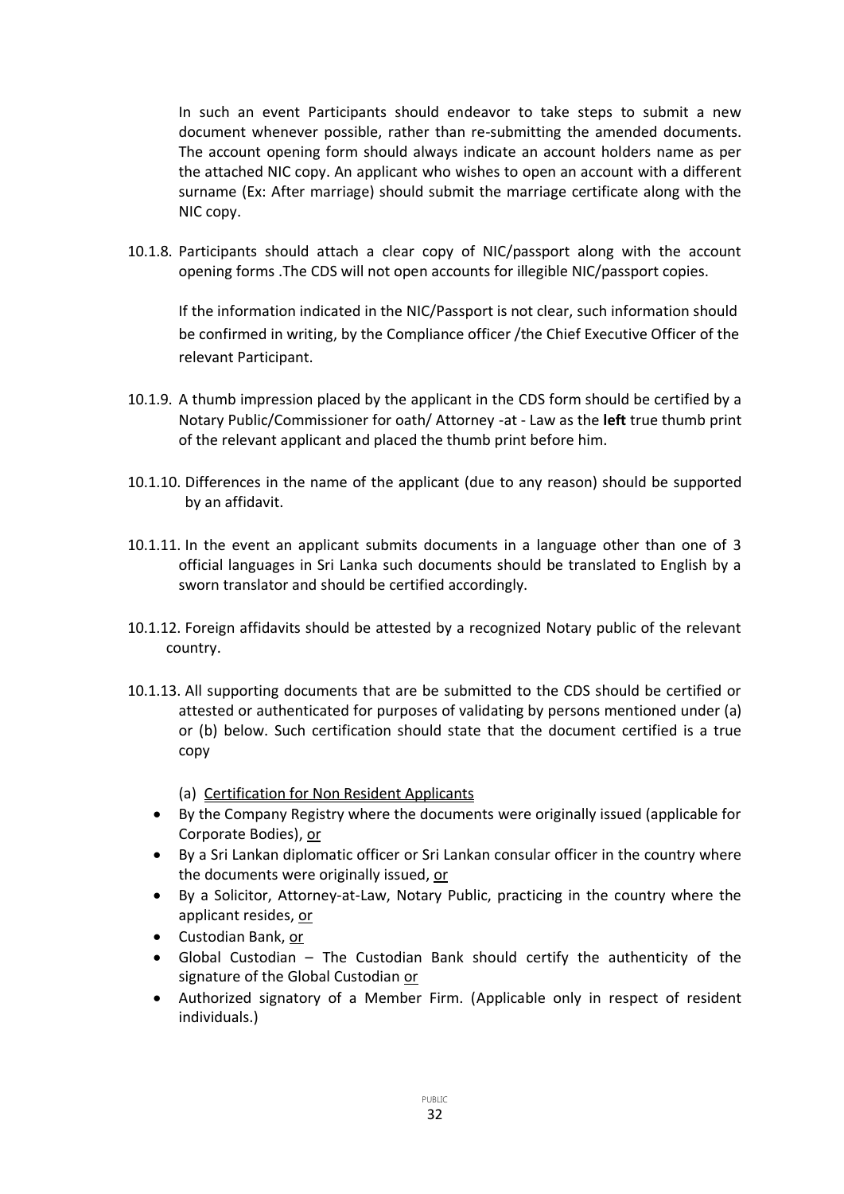In such an event Participants should endeavor to take steps to submit a new document whenever possible, rather than re-submitting the amended documents. The account opening form should always indicate an account holders name as per the attached NIC copy. An applicant who wishes to open an account with a different surname (Ex: After marriage) should submit the marriage certificate along with the NIC copy.

10.1.8. Participants should attach a clear copy of NIC/passport along with the account opening forms .The CDS will not open accounts for illegible NIC/passport copies.

If the information indicated in the NIC/Passport is not clear, such information should be confirmed in writing, by the Compliance officer /the Chief Executive Officer of the relevant Participant.

10.1.9. A thumb impression placed by the applicant in the CDS form should be certified by a Notary Public/Commissioner for oath/ Attorney -at - Law as the **left** true thumb print of the relevant applicant and placed the thumb print before him.

10.1.10. Differences in the name of the applicant (due to any reason) should be supported by an affidavit.

10.1.11. In the event an applicant submits documents in a language other than one of 3 official languages in Sri Lanka such documents should be translated to English by a sworn translator and should be certified accordingly.

10.1.12. Foreign affidavits should be attested by a recognized Notary public of the relevant country.

10.1.13. All supporting documents that are be submitted to the CDS should be certified or attested or authenticated for purposes of validating by persons mentioned under (a) or (b) below. Such certification should state that the document certified is a true copy

(a) Certification for Non Resident Applicants

- By the Company Registry where the documents were originally issued (applicable for Corporate Bodies), or
- By a Sri Lankan diplomatic officer or Sri Lankan consular officer in the country where the documents were originally issued, or
- By a Solicitor, Attorney-at-Law, Notary Public, practicing in the country where the applicant resides, or
- Custodian Bank, or
- Global Custodian – The Custodian Bank should certify the authenticity of the signature of the Global Custodian or
- Authorized signatory of a Member Firm. (Applicable only in respect of resident individuals.)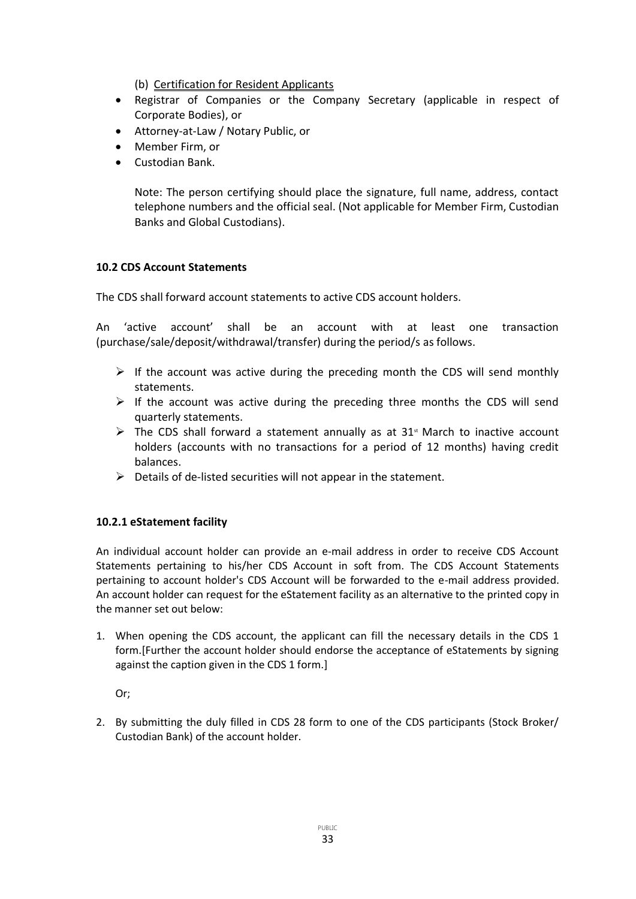(b) Certification for Resident Applicants

- Registrar of Companies or the Company Secretary (applicable in respect of Corporate Bodies), or
- Attorney-at-Law / Notary Public, or
- Member Firm, or
- Custodian Bank.

Note: The person certifying should place the signature, full name, address, contact telephone numbers and the official seal. (Not applicable for Member Firm, Custodian Banks and Global Custodians).

**10.2 CDS Account Statements**

The CDS shall forward account statements to active CDS account holders.

An 'active account' shall be an account with at least one transaction (purchase/sale/deposit/withdrawal/transfer) during the period/s as follows.

- If the account was active during the preceding month the CDS will send monthly statements.
- If the account was active during the preceding three months the CDS will send quarterly statements.
- The CDS shall forward a statement annually as at 31st March to inactive account holders (accounts with no transactions for a period of 12 months) having credit balances.
- Details of de-listed securities will not appear in the statement.

**10.2.1 eStatement facility**

An individual account holder can provide an e-mail address in order to receive CDS Account Statements pertaining to his/her CDS Account in soft from. The CDS Account Statements pertaining to account holder's CDS Account will be forwarded to the e-mail address provided. An account holder can request for the eStatement facility as an alternative to the printed copy in the manner set out below:

1. When opening the CDS account, the applicant can fill the necessary details in the CDS 1 form.[Further the account holder should endorse the acceptance of eStatements by signing against the caption given in the CDS 1 form.]

   Or;

2. By submitting the duly filled in CDS 28 form to one of the CDS participants (Stock Broker/ Custodian Bank) of the account holder.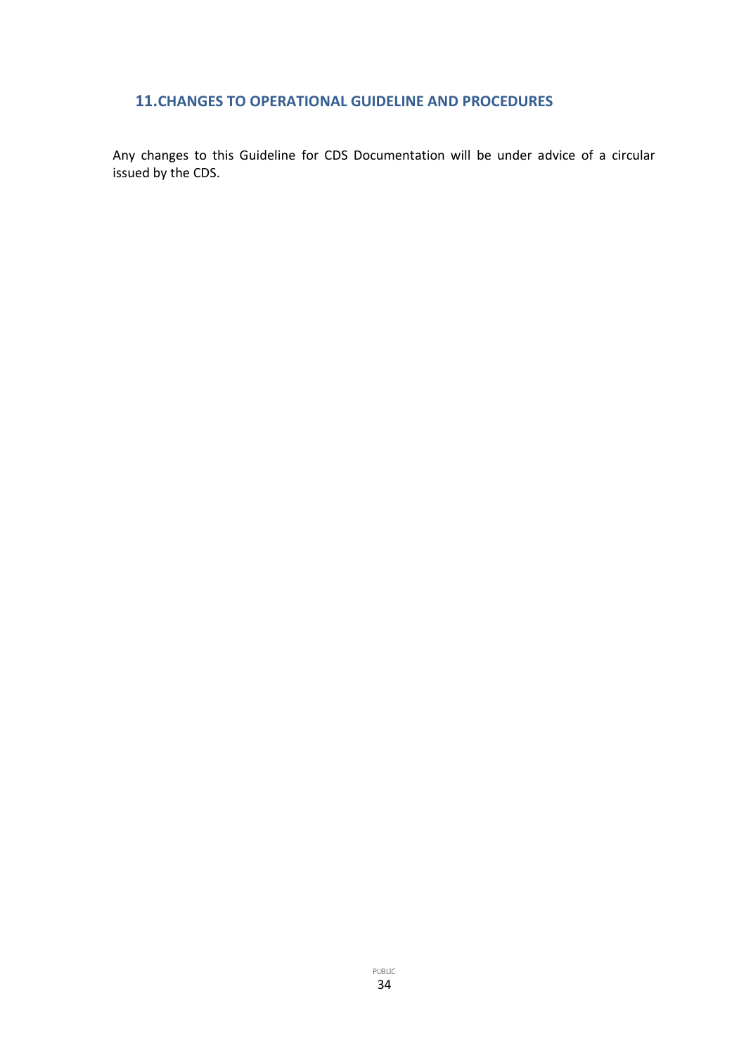## 11. CHANGES TO OPERATIONAL GUIDELINE AND PROCEDURES

Any changes to this Guideline for CDS Documentation will be under advice of a circular issued by the CDS.